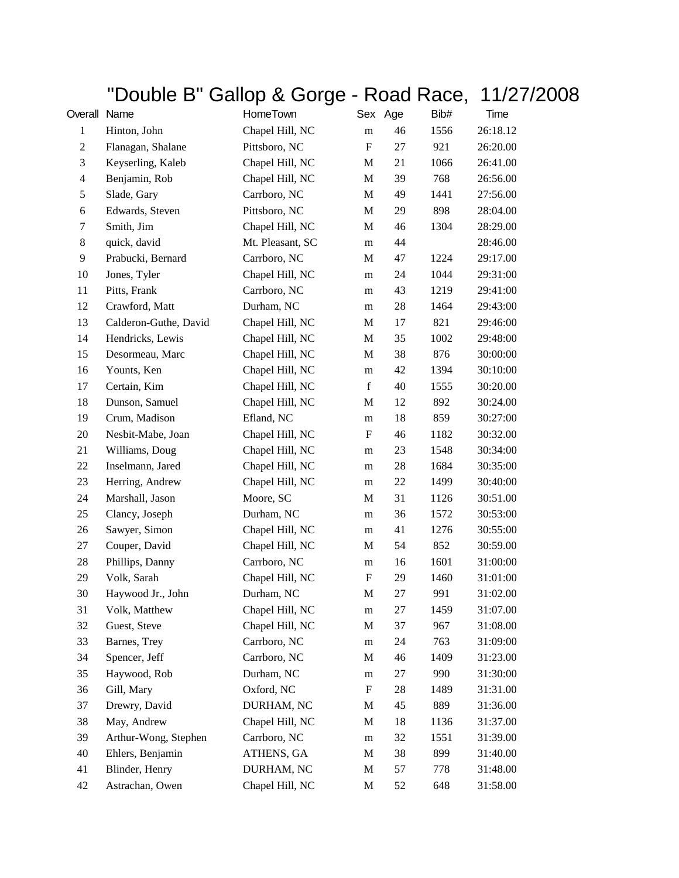# "Double B" Gallop & Gorge - Road Race, 11/27/2008

| Overall | Name | HomeTown | Sex | Age | Bib# | Time |
|---|---|---|---|---|---|---|
| 1 | Hinton, John | Chapel Hill, NC | m | 46 | 1556 | 26:18.12 |
| 2 | Flanagan, Shalane | Pittsboro, NC | F | 27 | 921 | 26:20.00 |
| 3 | Keyserling, Kaleb | Chapel Hill, NC | M | 21 | 1066 | 26:41.00 |
| 4 | Benjamin, Rob | Chapel Hill, NC | M | 39 | 768 | 26:56.00 |
| 5 | Slade, Gary | Carrboro, NC | M | 49 | 1441 | 27:56.00 |
| 6 | Edwards, Steven | Pittsboro, NC | M | 29 | 898 | 28:04.00 |
| 7 | Smith, Jim | Chapel Hill, NC | M | 46 | 1304 | 28:29.00 |
| 8 | quick, david | Mt. Pleasant, SC | m | 44 | | 28:46.00 |
| 9 | Prabucki, Bernard | Carrboro, NC | M | 47 | 1224 | 29:17.00 |
| 10 | Jones, Tyler | Chapel Hill, NC | m | 24 | 1044 | 29:31:00 |
| 11 | Pitts, Frank | Carrboro, NC | m | 43 | 1219 | 29:41:00 |
| 12 | Crawford, Matt | Durham, NC | m | 28 | 1464 | 29:43:00 |
| 13 | Calderon-Guthe, David | Chapel Hill, NC | M | 17 | 821 | 29:46:00 |
| 14 | Hendricks, Lewis | Chapel Hill, NC | M | 35 | 1002 | 29:48:00 |
| 15 | Desormeau, Marc | Chapel Hill, NC | M | 38 | 876 | 30:00:00 |
| 16 | Younts, Ken | Chapel Hill, NC | m | 42 | 1394 | 30:10:00 |
| 17 | Certain, Kim | Chapel Hill, NC | f | 40 | 1555 | 30:20.00 |
| 18 | Dunson, Samuel | Chapel Hill, NC | M | 12 | 892 | 30:24.00 |
| 19 | Crum, Madison | Efland, NC | m | 18 | 859 | 30:27:00 |
| 20 | Nesbit-Mabe, Joan | Chapel Hill, NC | F | 46 | 1182 | 30:32.00 |
| 21 | Williams, Doug | Chapel Hill, NC | m | 23 | 1548 | 30:34:00 |
| 22 | Inselmann, Jared | Chapel Hill, NC | m | 28 | 1684 | 30:35:00 |
| 23 | Herring, Andrew | Chapel Hill, NC | m | 22 | 1499 | 30:40:00 |
| 24 | Marshall, Jason | Moore, SC | M | 31 | 1126 | 30:51.00 |
| 25 | Clancy, Joseph | Durham, NC | m | 36 | 1572 | 30:53:00 |
| 26 | Sawyer, Simon | Chapel Hill, NC | m | 41 | 1276 | 30:55:00 |
| 27 | Couper, David | Chapel Hill, NC | M | 54 | 852 | 30:59.00 |
| 28 | Phillips, Danny | Carrboro, NC | m | 16 | 1601 | 31:00:00 |
| 29 | Volk, Sarah | Chapel Hill, NC | F | 29 | 1460 | 31:01:00 |
| 30 | Haywood Jr., John | Durham, NC | M | 27 | 991 | 31:02.00 |
| 31 | Volk, Matthew | Chapel Hill, NC | m | 27 | 1459 | 31:07.00 |
| 32 | Guest, Steve | Chapel Hill, NC | M | 37 | 967 | 31:08.00 |
| 33 | Barnes, Trey | Carrboro, NC | m | 24 | 763 | 31:09:00 |
| 34 | Spencer, Jeff | Carrboro, NC | M | 46 | 1409 | 31:23.00 |
| 35 | Haywood, Rob | Durham, NC | m | 27 | 990 | 31:30:00 |
| 36 | Gill, Mary | Oxford, NC | F | 28 | 1489 | 31:31.00 |
| 37 | Drewry, David | DURHAM, NC | M | 45 | 889 | 31:36.00 |
| 38 | May, Andrew | Chapel Hill, NC | M | 18 | 1136 | 31:37.00 |
| 39 | Arthur-Wong, Stephen | Carrboro, NC | m | 32 | 1551 | 31:39.00 |
| 40 | Ehlers, Benjamin | ATHENS, GA | M | 38 | 899 | 31:40.00 |
| 41 | Blinder, Henry | DURHAM, NC | M | 57 | 778 | 31:48.00 |
| 42 | Astrachan, Owen | Chapel Hill, NC | M | 52 | 648 | 31:58.00 |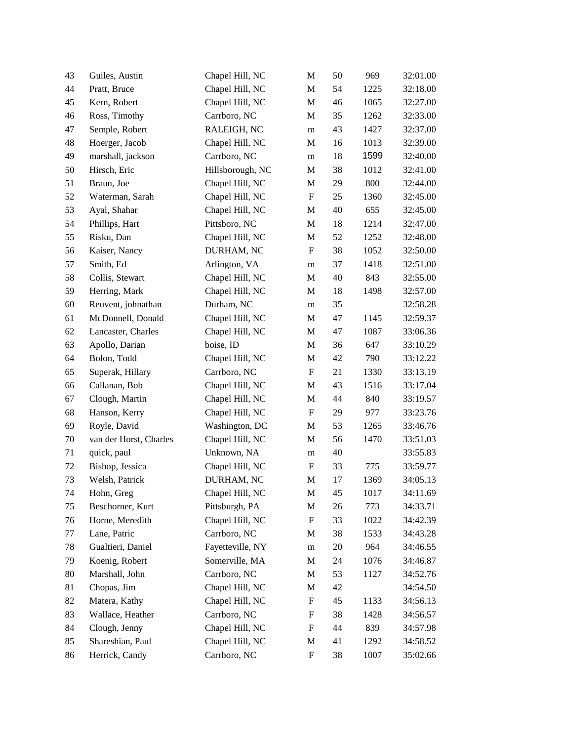| | | | | | | |
|---|---|---|---|---|---|---|
| 43 | Guiles, Austin | Chapel Hill, NC | M | 50 | 969 | 32:01.00 |
| 44 | Pratt, Bruce | Chapel Hill, NC | M | 54 | 1225 | 32:18.00 |
| 45 | Kern, Robert | Chapel Hill, NC | M | 46 | 1065 | 32:27.00 |
| 46 | Ross, Timothy | Carrboro, NC | M | 35 | 1262 | 32:33.00 |
| 47 | Semple, Robert | RALEIGH, NC | m | 43 | 1427 | 32:37.00 |
| 48 | Hoerger, Jacob | Chapel Hill, NC | M | 16 | 1013 | 32:39.00 |
| 49 | marshall, jackson | Carrboro, NC | m | 18 | 1599 | 32:40.00 |
| 50 | Hirsch, Eric | Hillsborough, NC | M | 38 | 1012 | 32:41.00 |
| 51 | Braun, Joe | Chapel Hill, NC | M | 29 | 800 | 32:44.00 |
| 52 | Waterman, Sarah | Chapel Hill, NC | F | 25 | 1360 | 32:45.00 |
| 53 | Ayal, Shahar | Chapel Hill, NC | M | 40 | 655 | 32:45.00 |
| 54 | Phillips, Hart | Pittsboro, NC | M | 18 | 1214 | 32:47.00 |
| 55 | Risku, Dan | Chapel Hill, NC | M | 52 | 1252 | 32:48.00 |
| 56 | Kaiser, Nancy | DURHAM, NC | F | 38 | 1052 | 32:50.00 |
| 57 | Smith, Ed | Arlington, VA | m | 37 | 1418 | 32:51.00 |
| 58 | Collis, Stewart | Chapel Hill, NC | M | 40 | 843 | 32:55.00 |
| 59 | Herring, Mark | Chapel Hill, NC | M | 18 | 1498 | 32:57.00 |
| 60 | Reuvent, johnathan | Durham, NC | m | 35 | | 32:58.28 |
| 61 | McDonnell, Donald | Chapel Hill, NC | M | 47 | 1145 | 32:59.37 |
| 62 | Lancaster, Charles | Chapel Hill, NC | M | 47 | 1087 | 33:06.36 |
| 63 | Apollo, Darian | boise, ID | M | 36 | 647 | 33:10.29 |
| 64 | Bolon, Todd | Chapel Hill, NC | M | 42 | 790 | 33:12.22 |
| 65 | Superak, Hillary | Carrboro, NC | F | 21 | 1330 | 33:13.19 |
| 66 | Callanan, Bob | Chapel Hill, NC | M | 43 | 1516 | 33:17.04 |
| 67 | Clough, Martin | Chapel Hill, NC | M | 44 | 840 | 33:19.57 |
| 68 | Hanson, Kerry | Chapel Hill, NC | F | 29 | 977 | 33:23.76 |
| 69 | Royle, David | Washington, DC | M | 53 | 1265 | 33:46.76 |
| 70 | van der Horst, Charles | Chapel Hill, NC | M | 56 | 1470 | 33:51.03 |
| 71 | quick, paul | Unknown, NA | m | 40 | | 33:55.83 |
| 72 | Bishop, Jessica | Chapel Hill, NC | F | 33 | 775 | 33:59.77 |
| 73 | Welsh, Patrick | DURHAM, NC | M | 17 | 1369 | 34:05.13 |
| 74 | Hohn, Greg | Chapel Hill, NC | M | 45 | 1017 | 34:11.69 |
| 75 | Beschorner, Kurt | Pittsburgh, PA | M | 26 | 773 | 34:33.71 |
| 76 | Horne, Meredith | Chapel Hill, NC | F | 33 | 1022 | 34:42.39 |
| 77 | Lane, Patric | Carrboro, NC | M | 38 | 1533 | 34:43.28 |
| 78 | Gualtieri, Daniel | Fayetteville, NY | m | 20 | 964 | 34:46.55 |
| 79 | Koenig, Robert | Somerville, MA | M | 24 | 1076 | 34:46.87 |
| 80 | Marshall, John | Carrboro, NC | M | 53 | 1127 | 34:52.76 |
| 81 | Chopas, Jim | Chapel Hill, NC | M | 42 | | 34:54.50 |
| 82 | Matera, Kathy | Chapel Hill, NC | F | 45 | 1133 | 34:56.13 |
| 83 | Wallace, Heather | Carrboro, NC | F | 38 | 1428 | 34:56.57 |
| 84 | Clough, Jenny | Chapel Hill, NC | F | 44 | 839 | 34:57.98 |
| 85 | Shareshian, Paul | Chapel Hill, NC | M | 41 | 1292 | 34:58.52 |
| 86 | Herrick, Candy | Carrboro, NC | F | 38 | 1007 | 35:02.66 |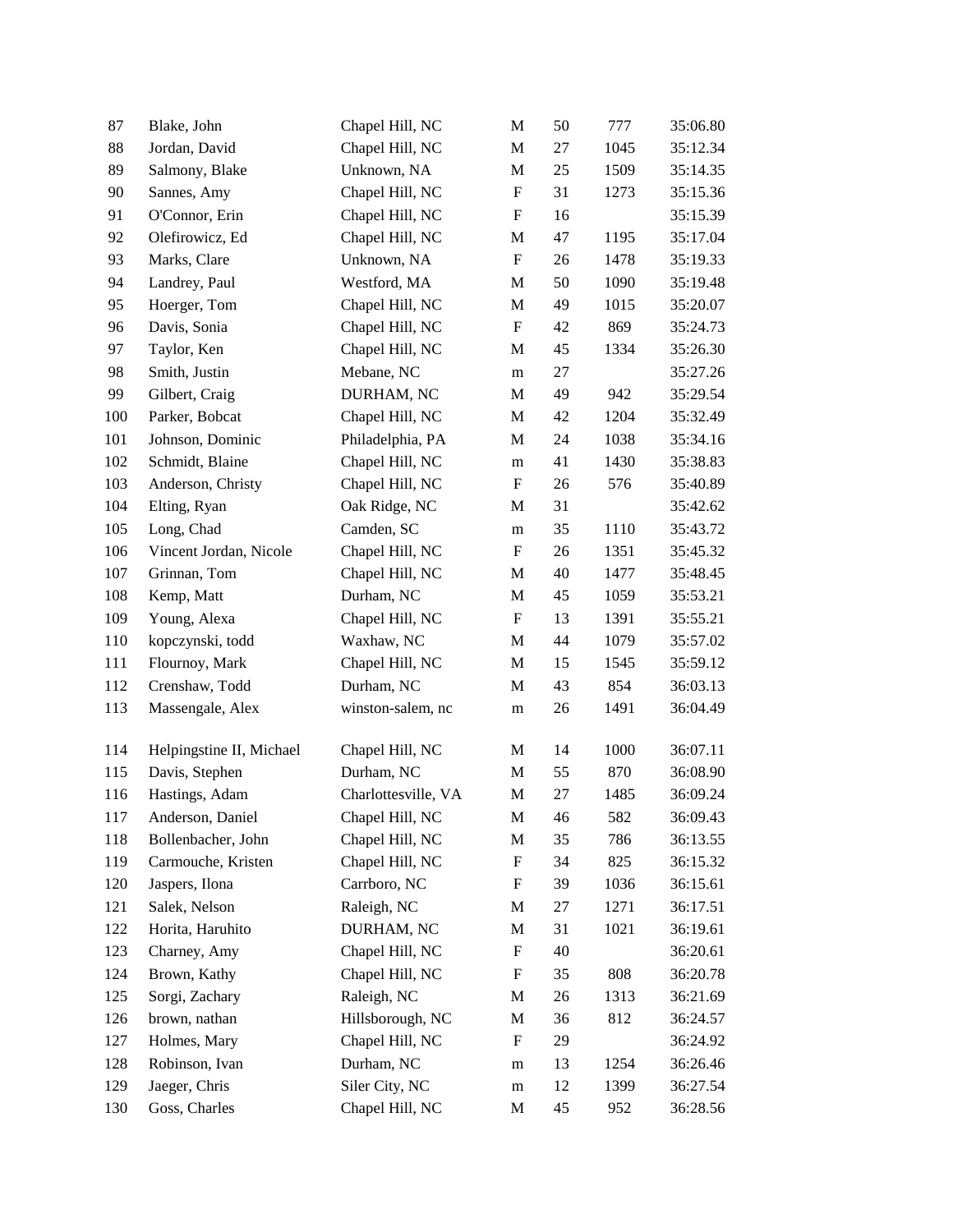| | | | | | | |
|---|---|---|---|---|---|---|
| 87 | Blake, John | Chapel Hill, NC | M | 50 | 777 | 35:06.80 |
| 88 | Jordan, David | Chapel Hill, NC | M | 27 | 1045 | 35:12.34 |
| 89 | Salmony, Blake | Unknown, NA | M | 25 | 1509 | 35:14.35 |
| 90 | Sannes, Amy | Chapel Hill, NC | F | 31 | 1273 | 35:15.36 |
| 91 | O'Connor, Erin | Chapel Hill, NC | F | 16 | | 35:15.39 |
| 92 | Olefirowicz, Ed | Chapel Hill, NC | M | 47 | 1195 | 35:17.04 |
| 93 | Marks, Clare | Unknown, NA | F | 26 | 1478 | 35:19.33 |
| 94 | Landrey, Paul | Westford, MA | M | 50 | 1090 | 35:19.48 |
| 95 | Hoerger, Tom | Chapel Hill, NC | M | 49 | 1015 | 35:20.07 |
| 96 | Davis, Sonia | Chapel Hill, NC | F | 42 | 869 | 35:24.73 |
| 97 | Taylor, Ken | Chapel Hill, NC | M | 45 | 1334 | 35:26.30 |
| 98 | Smith, Justin | Mebane, NC | m | 27 | | 35:27.26 |
| 99 | Gilbert, Craig | DURHAM, NC | M | 49 | 942 | 35:29.54 |
| 100 | Parker, Bobcat | Chapel Hill, NC | M | 42 | 1204 | 35:32.49 |
| 101 | Johnson, Dominic | Philadelphia, PA | M | 24 | 1038 | 35:34.16 |
| 102 | Schmidt, Blaine | Chapel Hill, NC | m | 41 | 1430 | 35:38.83 |
| 103 | Anderson, Christy | Chapel Hill, NC | F | 26 | 576 | 35:40.89 |
| 104 | Elting, Ryan | Oak Ridge, NC | M | 31 | | 35:42.62 |
| 105 | Long, Chad | Camden, SC | m | 35 | 1110 | 35:43.72 |
| 106 | Vincent Jordan, Nicole | Chapel Hill, NC | F | 26 | 1351 | 35:45.32 |
| 107 | Grinnan, Tom | Chapel Hill, NC | M | 40 | 1477 | 35:48.45 |
| 108 | Kemp, Matt | Durham, NC | M | 45 | 1059 | 35:53.21 |
| 109 | Young, Alexa | Chapel Hill, NC | F | 13 | 1391 | 35:55.21 |
| 110 | kopczynski, todd | Waxhaw, NC | M | 44 | 1079 | 35:57.02 |
| 111 | Flournoy, Mark | Chapel Hill, NC | M | 15 | 1545 | 35:59.12 |
| 112 | Crenshaw, Todd | Durham, NC | M | 43 | 854 | 36:03.13 |
| 113 | Massengale, Alex | winston-salem, nc | m | 26 | 1491 | 36:04.49 |
| 114 | Helpingstine II, Michael | Chapel Hill, NC | M | 14 | 1000 | 36:07.11 |
| 115 | Davis, Stephen | Durham, NC | M | 55 | 870 | 36:08.90 |
| 116 | Hastings, Adam | Charlottesville, VA | M | 27 | 1485 | 36:09.24 |
| 117 | Anderson, Daniel | Chapel Hill, NC | M | 46 | 582 | 36:09.43 |
| 118 | Bollenbacher, John | Chapel Hill, NC | M | 35 | 786 | 36:13.55 |
| 119 | Carmouche, Kristen | Chapel Hill, NC | F | 34 | 825 | 36:15.32 |
| 120 | Jaspers, Ilona | Carrboro, NC | F | 39 | 1036 | 36:15.61 |
| 121 | Salek, Nelson | Raleigh, NC | M | 27 | 1271 | 36:17.51 |
| 122 | Horita, Haruhito | DURHAM, NC | M | 31 | 1021 | 36:19.61 |
| 123 | Charney, Amy | Chapel Hill, NC | F | 40 | | 36:20.61 |
| 124 | Brown, Kathy | Chapel Hill, NC | F | 35 | 808 | 36:20.78 |
| 125 | Sorgi, Zachary | Raleigh, NC | M | 26 | 1313 | 36:21.69 |
| 126 | brown, nathan | Hillsborough, NC | M | 36 | 812 | 36:24.57 |
| 127 | Holmes, Mary | Chapel Hill, NC | F | 29 | | 36:24.92 |
| 128 | Robinson, Ivan | Durham, NC | m | 13 | 1254 | 36:26.46 |
| 129 | Jaeger, Chris | Siler City, NC | m | 12 | 1399 | 36:27.54 |
| 130 | Goss, Charles | Chapel Hill, NC | M | 45 | 952 | 36:28.56 |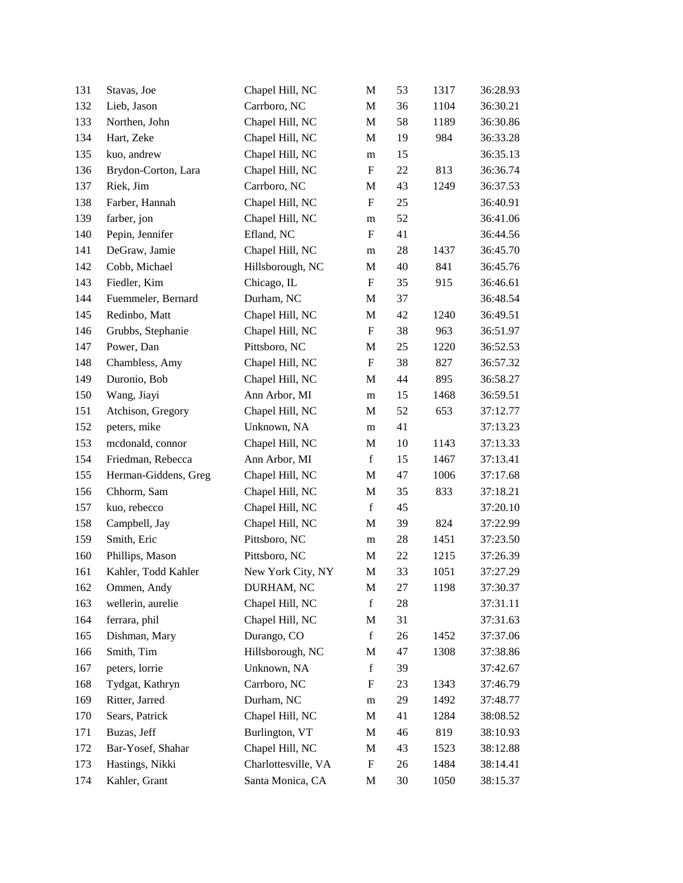| | | | | | | |
|---|---|---|---|---|---|---|
| 131 | Stavas, Joe | Chapel Hill, NC | M | 53 | 1317 | 36:28.93 |
| 132 | Lieb, Jason | Carrboro, NC | M | 36 | 1104 | 36:30.21 |
| 133 | Northen, John | Chapel Hill, NC | M | 58 | 1189 | 36:30.86 |
| 134 | Hart, Zeke | Chapel Hill, NC | M | 19 | 984 | 36:33.28 |
| 135 | kuo, andrew | Chapel Hill, NC | m | 15 | | 36:35.13 |
| 136 | Brydon-Corton, Lara | Chapel Hill, NC | F | 22 | 813 | 36:36.74 |
| 137 | Riek, Jim | Carrboro, NC | M | 43 | 1249 | 36:37.53 |
| 138 | Farber, Hannah | Chapel Hill, NC | F | 25 | | 36:40.91 |
| 139 | farber, jon | Chapel Hill, NC | m | 52 | | 36:41.06 |
| 140 | Pepin, Jennifer | Efland, NC | F | 41 | | 36:44.56 |
| 141 | DeGraw, Jamie | Chapel Hill, NC | m | 28 | 1437 | 36:45.70 |
| 142 | Cobb, Michael | Hillsborough, NC | M | 40 | 841 | 36:45.76 |
| 143 | Fiedler, Kim | Chicago, IL | F | 35 | 915 | 36:46.61 |
| 144 | Fuemmeler, Bernard | Durham, NC | M | 37 | | 36:48.54 |
| 145 | Redinbo, Matt | Chapel Hill, NC | M | 42 | 1240 | 36:49.51 |
| 146 | Grubbs, Stephanie | Chapel Hill, NC | F | 38 | 963 | 36:51.97 |
| 147 | Power, Dan | Pittsboro, NC | M | 25 | 1220 | 36:52.53 |
| 148 | Chambless, Amy | Chapel Hill, NC | F | 38 | 827 | 36:57.32 |
| 149 | Duronio, Bob | Chapel Hill, NC | M | 44 | 895 | 36:58.27 |
| 150 | Wang, Jiayi | Ann Arbor, MI | m | 15 | 1468 | 36:59.51 |
| 151 | Atchison, Gregory | Chapel Hill, NC | M | 52 | 653 | 37:12.77 |
| 152 | peters, mike | Unknown, NA | m | 41 | | 37:13.23 |
| 153 | mcdonald, connor | Chapel Hill, NC | M | 10 | 1143 | 37:13.33 |
| 154 | Friedman, Rebecca | Ann Arbor, MI | f | 15 | 1467 | 37:13.41 |
| 155 | Herman-Giddens, Greg | Chapel Hill, NC | M | 47 | 1006 | 37:17.68 |
| 156 | Chhorm, Sam | Chapel Hill, NC | M | 35 | 833 | 37:18.21 |
| 157 | kuo, rebecco | Chapel Hill, NC | f | 45 | | 37:20.10 |
| 158 | Campbell, Jay | Chapel Hill, NC | M | 39 | 824 | 37:22.99 |
| 159 | Smith, Eric | Pittsboro, NC | m | 28 | 1451 | 37:23.50 |
| 160 | Phillips, Mason | Pittsboro, NC | M | 22 | 1215 | 37:26.39 |
| 161 | Kahler, Todd Kahler | New York City, NY | M | 33 | 1051 | 37:27.29 |
| 162 | Ommen, Andy | DURHAM, NC | M | 27 | 1198 | 37:30.37 |
| 163 | wellerin, aurelie | Chapel Hill, NC | f | 28 | | 37:31.11 |
| 164 | ferrara, phil | Chapel Hill, NC | M | 31 | | 37:31.63 |
| 165 | Dishman, Mary | Durango, CO | f | 26 | 1452 | 37:37.06 |
| 166 | Smith, Tim | Hillsborough, NC | M | 47 | 1308 | 37:38.86 |
| 167 | peters, lorrie | Unknown, NA | f | 39 | | 37:42.67 |
| 168 | Tydgat, Kathryn | Carrboro, NC | F | 23 | 1343 | 37:46.79 |
| 169 | Ritter, Jarred | Durham, NC | m | 29 | 1492 | 37:48.77 |
| 170 | Sears, Patrick | Chapel Hill, NC | M | 41 | 1284 | 38:08.52 |
| 171 | Buzas, Jeff | Burlington, VT | M | 46 | 819 | 38:10.93 |
| 172 | Bar-Yosef, Shahar | Chapel Hill, NC | M | 43 | 1523 | 38:12.88 |
| 173 | Hastings, Nikki | Charlottesville, VA | F | 26 | 1484 | 38:14.41 |
| 174 | Kahler, Grant | Santa Monica, CA | M | 30 | 1050 | 38:15.37 |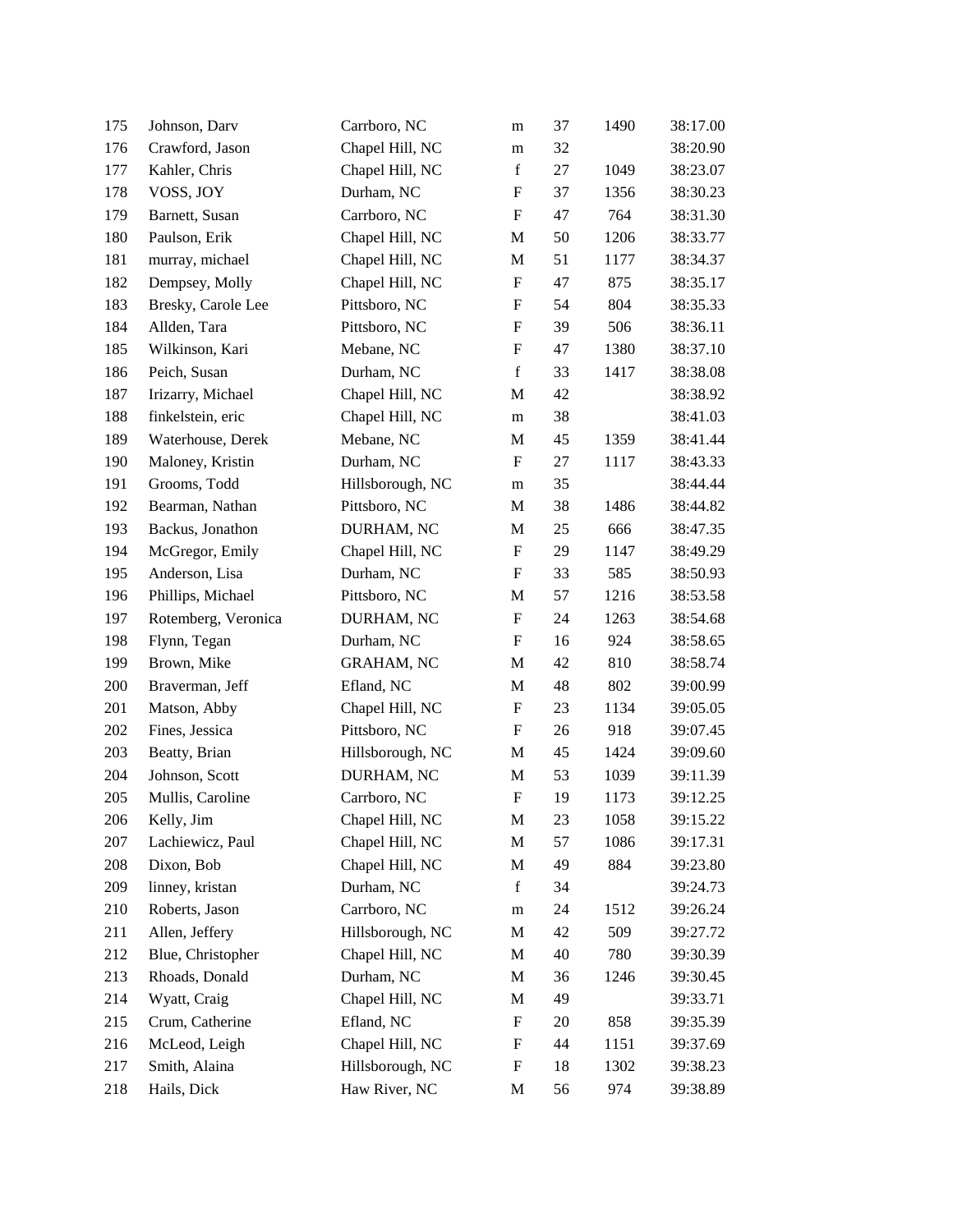| | | | | | | |
|---|---|---|---|---|---|---|
| 175 | Johnson, Darv | Carrboro, NC | m | 37 | 1490 | 38:17.00 |
| 176 | Crawford, Jason | Chapel Hill, NC | m | 32 | | 38:20.90 |
| 177 | Kahler, Chris | Chapel Hill, NC | f | 27 | 1049 | 38:23.07 |
| 178 | VOSS, JOY | Durham, NC | F | 37 | 1356 | 38:30.23 |
| 179 | Barnett, Susan | Carrboro, NC | F | 47 | 764 | 38:31.30 |
| 180 | Paulson, Erik | Chapel Hill, NC | M | 50 | 1206 | 38:33.77 |
| 181 | murray, michael | Chapel Hill, NC | M | 51 | 1177 | 38:34.37 |
| 182 | Dempsey, Molly | Chapel Hill, NC | F | 47 | 875 | 38:35.17 |
| 183 | Bresky, Carole Lee | Pittsboro, NC | F | 54 | 804 | 38:35.33 |
| 184 | Allden, Tara | Pittsboro, NC | F | 39 | 506 | 38:36.11 |
| 185 | Wilkinson, Kari | Mebane, NC | F | 47 | 1380 | 38:37.10 |
| 186 | Peich, Susan | Durham, NC | f | 33 | 1417 | 38:38.08 |
| 187 | Irizarry, Michael | Chapel Hill, NC | M | 42 | | 38:38.92 |
| 188 | finkelstein, eric | Chapel Hill, NC | m | 38 | | 38:41.03 |
| 189 | Waterhouse, Derek | Mebane, NC | M | 45 | 1359 | 38:41.44 |
| 190 | Maloney, Kristin | Durham, NC | F | 27 | 1117 | 38:43.33 |
| 191 | Grooms, Todd | Hillsborough, NC | m | 35 | | 38:44.44 |
| 192 | Bearman, Nathan | Pittsboro, NC | M | 38 | 1486 | 38:44.82 |
| 193 | Backus, Jonathon | DURHAM, NC | M | 25 | 666 | 38:47.35 |
| 194 | McGregor, Emily | Chapel Hill, NC | F | 29 | 1147 | 38:49.29 |
| 195 | Anderson, Lisa | Durham, NC | F | 33 | 585 | 38:50.93 |
| 196 | Phillips, Michael | Pittsboro, NC | M | 57 | 1216 | 38:53.58 |
| 197 | Rotemberg, Veronica | DURHAM, NC | F | 24 | 1263 | 38:54.68 |
| 198 | Flynn, Tegan | Durham, NC | F | 16 | 924 | 38:58.65 |
| 199 | Brown, Mike | GRAHAM, NC | M | 42 | 810 | 38:58.74 |
| 200 | Braverman, Jeff | Efland, NC | M | 48 | 802 | 39:00.99 |
| 201 | Matson, Abby | Chapel Hill, NC | F | 23 | 1134 | 39:05.05 |
| 202 | Fines, Jessica | Pittsboro, NC | F | 26 | 918 | 39:07.45 |
| 203 | Beatty, Brian | Hillsborough, NC | M | 45 | 1424 | 39:09.60 |
| 204 | Johnson, Scott | DURHAM, NC | M | 53 | 1039 | 39:11.39 |
| 205 | Mullis, Caroline | Carrboro, NC | F | 19 | 1173 | 39:12.25 |
| 206 | Kelly, Jim | Chapel Hill, NC | M | 23 | 1058 | 39:15.22 |
| 207 | Lachiewicz, Paul | Chapel Hill, NC | M | 57 | 1086 | 39:17.31 |
| 208 | Dixon, Bob | Chapel Hill, NC | M | 49 | 884 | 39:23.80 |
| 209 | linney, kristan | Durham, NC | f | 34 | | 39:24.73 |
| 210 | Roberts, Jason | Carrboro, NC | m | 24 | 1512 | 39:26.24 |
| 211 | Allen, Jeffery | Hillsborough, NC | M | 42 | 509 | 39:27.72 |
| 212 | Blue, Christopher | Chapel Hill, NC | M | 40 | 780 | 39:30.39 |
| 213 | Rhoads, Donald | Durham, NC | M | 36 | 1246 | 39:30.45 |
| 214 | Wyatt, Craig | Chapel Hill, NC | M | 49 | | 39:33.71 |
| 215 | Crum, Catherine | Efland, NC | F | 20 | 858 | 39:35.39 |
| 216 | McLeod, Leigh | Chapel Hill, NC | F | 44 | 1151 | 39:37.69 |
| 217 | Smith, Alaina | Hillsborough, NC | F | 18 | 1302 | 39:38.23 |
| 218 | Hails, Dick | Haw River, NC | M | 56 | 974 | 39:38.89 |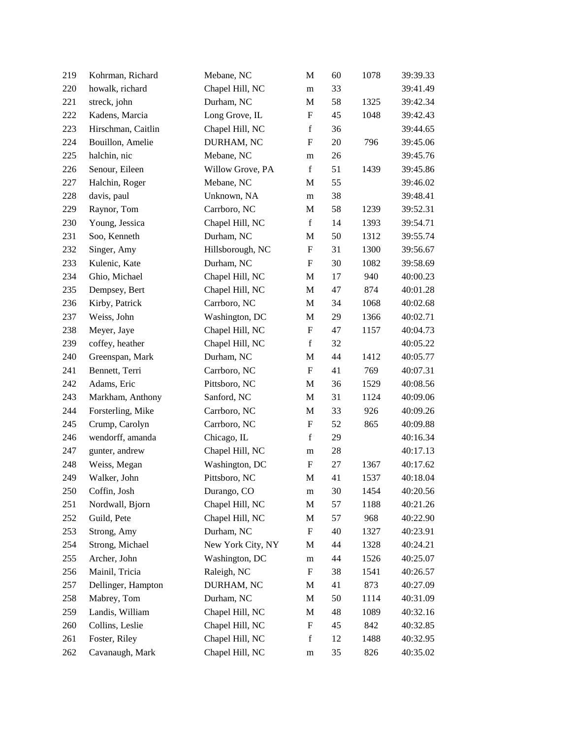| | | | | | | |
|---|---|---|---|---|---|---|
| 219 | Kohrman, Richard | Mebane, NC | M | 60 | 1078 | 39:39.33 |
| 220 | howalk, richard | Chapel Hill, NC | m | 33 | | 39:41.49 |
| 221 | streck, john | Durham, NC | M | 58 | 1325 | 39:42.34 |
| 222 | Kadens, Marcia | Long Grove, IL | F | 45 | 1048 | 39:42.43 |
| 223 | Hirschman, Caitlin | Chapel Hill, NC | f | 36 | | 39:44.65 |
| 224 | Bouillon, Amelie | DURHAM, NC | F | 20 | 796 | 39:45.06 |
| 225 | halchin, nic | Mebane, NC | m | 26 | | 39:45.76 |
| 226 | Senour, Eileen | Willow Grove, PA | f | 51 | 1439 | 39:45.86 |
| 227 | Halchin, Roger | Mebane, NC | M | 55 | | 39:46.02 |
| 228 | davis, paul | Unknown, NA | m | 38 | | 39:48.41 |
| 229 | Raynor, Tom | Carrboro, NC | M | 58 | 1239 | 39:52.31 |
| 230 | Young, Jessica | Chapel Hill, NC | f | 14 | 1393 | 39:54.71 |
| 231 | Soo, Kenneth | Durham, NC | M | 50 | 1312 | 39:55.74 |
| 232 | Singer, Amy | Hillsborough, NC | F | 31 | 1300 | 39:56.67 |
| 233 | Kulenic, Kate | Durham, NC | F | 30 | 1082 | 39:58.69 |
| 234 | Ghio, Michael | Chapel Hill, NC | M | 17 | 940 | 40:00.23 |
| 235 | Dempsey, Bert | Chapel Hill, NC | M | 47 | 874 | 40:01.28 |
| 236 | Kirby, Patrick | Carrboro, NC | M | 34 | 1068 | 40:02.68 |
| 237 | Weiss, John | Washington, DC | M | 29 | 1366 | 40:02.71 |
| 238 | Meyer, Jaye | Chapel Hill, NC | F | 47 | 1157 | 40:04.73 |
| 239 | coffey, heather | Chapel Hill, NC | f | 32 | | 40:05.22 |
| 240 | Greenspan, Mark | Durham, NC | M | 44 | 1412 | 40:05.77 |
| 241 | Bennett, Terri | Carrboro, NC | F | 41 | 769 | 40:07.31 |
| 242 | Adams, Eric | Pittsboro, NC | M | 36 | 1529 | 40:08.56 |
| 243 | Markham, Anthony | Sanford, NC | M | 31 | 1124 | 40:09.06 |
| 244 | Forsterling, Mike | Carrboro, NC | M | 33 | 926 | 40:09.26 |
| 245 | Crump, Carolyn | Carrboro, NC | F | 52 | 865 | 40:09.88 |
| 246 | wendorff, amanda | Chicago, IL | f | 29 | | 40:16.34 |
| 247 | gunter, andrew | Chapel Hill, NC | m | 28 | | 40:17.13 |
| 248 | Weiss, Megan | Washington, DC | F | 27 | 1367 | 40:17.62 |
| 249 | Walker, John | Pittsboro, NC | M | 41 | 1537 | 40:18.04 |
| 250 | Coffin, Josh | Durango, CO | m | 30 | 1454 | 40:20.56 |
| 251 | Nordwall, Bjorn | Chapel Hill, NC | M | 57 | 1188 | 40:21.26 |
| 252 | Guild, Pete | Chapel Hill, NC | M | 57 | 968 | 40:22.90 |
| 253 | Strong, Amy | Durham, NC | F | 40 | 1327 | 40:23.91 |
| 254 | Strong, Michael | New York City, NY | M | 44 | 1328 | 40:24.21 |
| 255 | Archer, John | Washington, DC | m | 44 | 1526 | 40:25.07 |
| 256 | Mainil, Tricia | Raleigh, NC | F | 38 | 1541 | 40:26.57 |
| 257 | Dellinger, Hampton | DURHAM, NC | M | 41 | 873 | 40:27.09 |
| 258 | Mabrey, Tom | Durham, NC | M | 50 | 1114 | 40:31.09 |
| 259 | Landis, William | Chapel Hill, NC | M | 48 | 1089 | 40:32.16 |
| 260 | Collins, Leslie | Chapel Hill, NC | F | 45 | 842 | 40:32.85 |
| 261 | Foster, Riley | Chapel Hill, NC | f | 12 | 1488 | 40:32.95 |
| 262 | Cavanaugh, Mark | Chapel Hill, NC | m | 35 | 826 | 40:35.02 |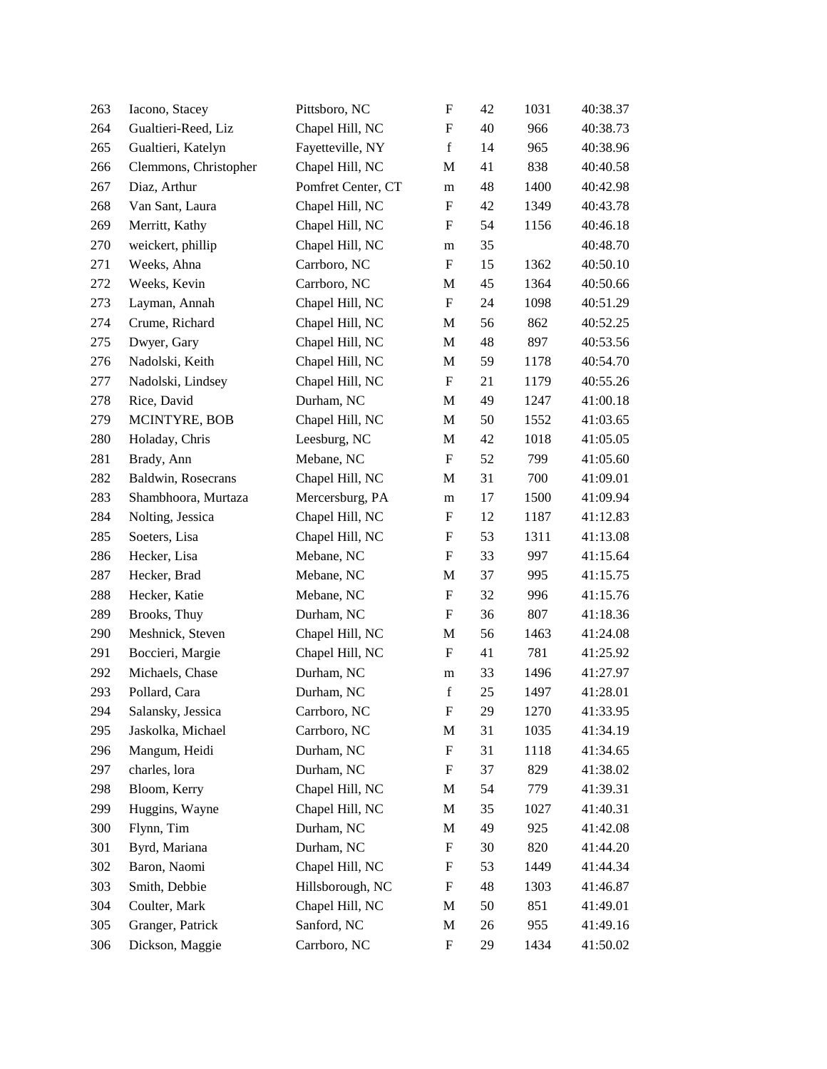| | | | | | | |
|---|---|---|---|---|---|---|
| 263 | Iacono, Stacey | Pittsboro, NC | F | 42 | 1031 | 40:38.37 |
| 264 | Gualtieri-Reed, Liz | Chapel Hill, NC | F | 40 | 966 | 40:38.73 |
| 265 | Gualtieri, Katelyn | Fayetteville, NY | f | 14 | 965 | 40:38.96 |
| 266 | Clemmons, Christopher | Chapel Hill, NC | M | 41 | 838 | 40:40.58 |
| 267 | Diaz, Arthur | Pomfret Center, CT | m | 48 | 1400 | 40:42.98 |
| 268 | Van Sant, Laura | Chapel Hill, NC | F | 42 | 1349 | 40:43.78 |
| 269 | Merritt, Kathy | Chapel Hill, NC | F | 54 | 1156 | 40:46.18 |
| 270 | weickert, phillip | Chapel Hill, NC | m | 35 | | 40:48.70 |
| 271 | Weeks, Ahna | Carrboro, NC | F | 15 | 1362 | 40:50.10 |
| 272 | Weeks, Kevin | Carrboro, NC | M | 45 | 1364 | 40:50.66 |
| 273 | Layman, Annah | Chapel Hill, NC | F | 24 | 1098 | 40:51.29 |
| 274 | Crume, Richard | Chapel Hill, NC | M | 56 | 862 | 40:52.25 |
| 275 | Dwyer, Gary | Chapel Hill, NC | M | 48 | 897 | 40:53.56 |
| 276 | Nadolski, Keith | Chapel Hill, NC | M | 59 | 1178 | 40:54.70 |
| 277 | Nadolski, Lindsey | Chapel Hill, NC | F | 21 | 1179 | 40:55.26 |
| 278 | Rice, David | Durham, NC | M | 49 | 1247 | 41:00.18 |
| 279 | MCINTYRE, BOB | Chapel Hill, NC | M | 50 | 1552 | 41:03.65 |
| 280 | Holaday, Chris | Leesburg, NC | M | 42 | 1018 | 41:05.05 |
| 281 | Brady, Ann | Mebane, NC | F | 52 | 799 | 41:05.60 |
| 282 | Baldwin, Rosecrans | Chapel Hill, NC | M | 31 | 700 | 41:09.01 |
| 283 | Shambhoora, Murtaza | Mercersburg, PA | m | 17 | 1500 | 41:09.94 |
| 284 | Nolting, Jessica | Chapel Hill, NC | F | 12 | 1187 | 41:12.83 |
| 285 | Soeters, Lisa | Chapel Hill, NC | F | 53 | 1311 | 41:13.08 |
| 286 | Hecker, Lisa | Mebane, NC | F | 33 | 997 | 41:15.64 |
| 287 | Hecker, Brad | Mebane, NC | M | 37 | 995 | 41:15.75 |
| 288 | Hecker, Katie | Mebane, NC | F | 32 | 996 | 41:15.76 |
| 289 | Brooks, Thuy | Durham, NC | F | 36 | 807 | 41:18.36 |
| 290 | Meshnick, Steven | Chapel Hill, NC | M | 56 | 1463 | 41:24.08 |
| 291 | Boccieri, Margie | Chapel Hill, NC | F | 41 | 781 | 41:25.92 |
| 292 | Michaels, Chase | Durham, NC | m | 33 | 1496 | 41:27.97 |
| 293 | Pollard, Cara | Durham, NC | f | 25 | 1497 | 41:28.01 |
| 294 | Salansky, Jessica | Carrboro, NC | F | 29 | 1270 | 41:33.95 |
| 295 | Jaskolka, Michael | Carrboro, NC | M | 31 | 1035 | 41:34.19 |
| 296 | Mangum, Heidi | Durham, NC | F | 31 | 1118 | 41:34.65 |
| 297 | charles, lora | Durham, NC | F | 37 | 829 | 41:38.02 |
| 298 | Bloom, Kerry | Chapel Hill, NC | M | 54 | 779 | 41:39.31 |
| 299 | Huggins, Wayne | Chapel Hill, NC | M | 35 | 1027 | 41:40.31 |
| 300 | Flynn, Tim | Durham, NC | M | 49 | 925 | 41:42.08 |
| 301 | Byrd, Mariana | Durham, NC | F | 30 | 820 | 41:44.20 |
| 302 | Baron, Naomi | Chapel Hill, NC | F | 53 | 1449 | 41:44.34 |
| 303 | Smith, Debbie | Hillsborough, NC | F | 48 | 1303 | 41:46.87 |
| 304 | Coulter, Mark | Chapel Hill, NC | M | 50 | 851 | 41:49.01 |
| 305 | Granger, Patrick | Sanford, NC | M | 26 | 955 | 41:49.16 |
| 306 | Dickson, Maggie | Carrboro, NC | F | 29 | 1434 | 41:50.02 |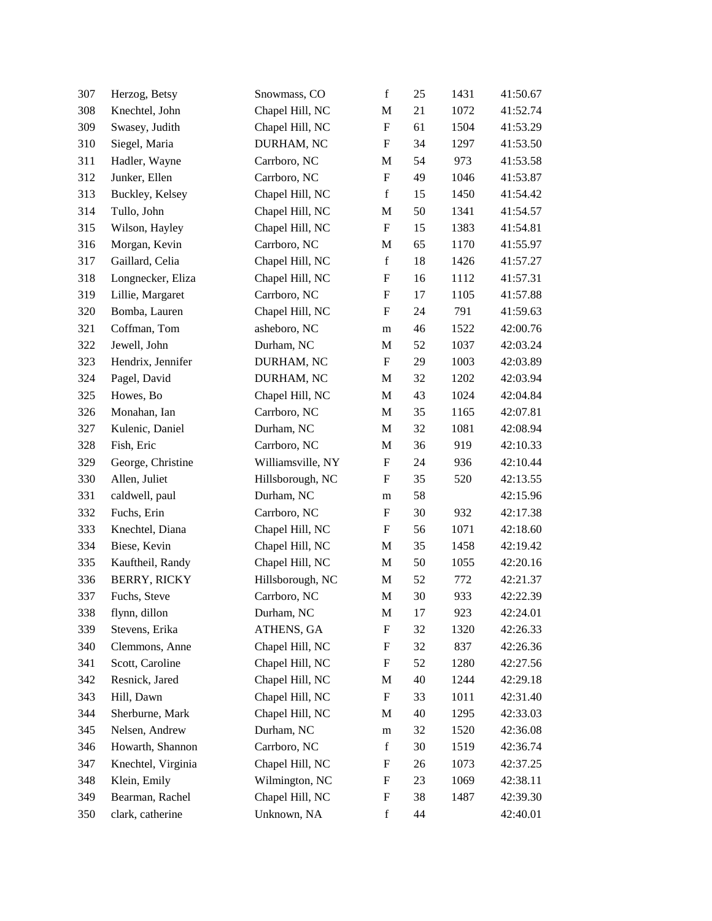| | | | | | | |
|---|---|---|---|---|---|---|
| 307 | Herzog, Betsy | Snowmass, CO | f | 25 | 1431 | 41:50.67 |
| 308 | Knechtel, John | Chapel Hill, NC | M | 21 | 1072 | 41:52.74 |
| 309 | Swasey, Judith | Chapel Hill, NC | F | 61 | 1504 | 41:53.29 |
| 310 | Siegel, Maria | DURHAM, NC | F | 34 | 1297 | 41:53.50 |
| 311 | Hadler, Wayne | Carrboro, NC | M | 54 | 973 | 41:53.58 |
| 312 | Junker, Ellen | Carrboro, NC | F | 49 | 1046 | 41:53.87 |
| 313 | Buckley, Kelsey | Chapel Hill, NC | f | 15 | 1450 | 41:54.42 |
| 314 | Tullo, John | Chapel Hill, NC | M | 50 | 1341 | 41:54.57 |
| 315 | Wilson, Hayley | Chapel Hill, NC | F | 15 | 1383 | 41:54.81 |
| 316 | Morgan, Kevin | Carrboro, NC | M | 65 | 1170 | 41:55.97 |
| 317 | Gaillard, Celia | Chapel Hill, NC | f | 18 | 1426 | 41:57.27 |
| 318 | Longnecker, Eliza | Chapel Hill, NC | F | 16 | 1112 | 41:57.31 |
| 319 | Lillie, Margaret | Carrboro, NC | F | 17 | 1105 | 41:57.88 |
| 320 | Bomba, Lauren | Chapel Hill, NC | F | 24 | 791 | 41:59.63 |
| 321 | Coffman, Tom | asheboro, NC | m | 46 | 1522 | 42:00.76 |
| 322 | Jewell, John | Durham, NC | M | 52 | 1037 | 42:03.24 |
| 323 | Hendrix, Jennifer | DURHAM, NC | F | 29 | 1003 | 42:03.89 |
| 324 | Pagel, David | DURHAM, NC | M | 32 | 1202 | 42:03.94 |
| 325 | Howes, Bo | Chapel Hill, NC | M | 43 | 1024 | 42:04.84 |
| 326 | Monahan, Ian | Carrboro, NC | M | 35 | 1165 | 42:07.81 |
| 327 | Kulenic, Daniel | Durham, NC | M | 32 | 1081 | 42:08.94 |
| 328 | Fish, Eric | Carrboro, NC | M | 36 | 919 | 42:10.33 |
| 329 | George, Christine | Williamsville, NY | F | 24 | 936 | 42:10.44 |
| 330 | Allen, Juliet | Hillsborough, NC | F | 35 | 520 | 42:13.55 |
| 331 | caldwell, paul | Durham, NC | m | 58 | | 42:15.96 |
| 332 | Fuchs, Erin | Carrboro, NC | F | 30 | 932 | 42:17.38 |
| 333 | Knechtel, Diana | Chapel Hill, NC | F | 56 | 1071 | 42:18.60 |
| 334 | Biese, Kevin | Chapel Hill, NC | M | 35 | 1458 | 42:19.42 |
| 335 | Kauftheil, Randy | Chapel Hill, NC | M | 50 | 1055 | 42:20.16 |
| 336 | BERRY, RICKY | Hillsborough, NC | M | 52 | 772 | 42:21.37 |
| 337 | Fuchs, Steve | Carrboro, NC | M | 30 | 933 | 42:22.39 |
| 338 | flynn, dillon | Durham, NC | M | 17 | 923 | 42:24.01 |
| 339 | Stevens, Erika | ATHENS, GA | F | 32 | 1320 | 42:26.33 |
| 340 | Clemmons, Anne | Chapel Hill, NC | F | 32 | 837 | 42:26.36 |
| 341 | Scott, Caroline | Chapel Hill, NC | F | 52 | 1280 | 42:27.56 |
| 342 | Resnick, Jared | Chapel Hill, NC | M | 40 | 1244 | 42:29.18 |
| 343 | Hill, Dawn | Chapel Hill, NC | F | 33 | 1011 | 42:31.40 |
| 344 | Sherburne, Mark | Chapel Hill, NC | M | 40 | 1295 | 42:33.03 |
| 345 | Nelsen, Andrew | Durham, NC | m | 32 | 1520 | 42:36.08 |
| 346 | Howarth, Shannon | Carrboro, NC | f | 30 | 1519 | 42:36.74 |
| 347 | Knechtel, Virginia | Chapel Hill, NC | F | 26 | 1073 | 42:37.25 |
| 348 | Klein, Emily | Wilmington, NC | F | 23 | 1069 | 42:38.11 |
| 349 | Bearman, Rachel | Chapel Hill, NC | F | 38 | 1487 | 42:39.30 |
| 350 | clark, catherine | Unknown, NA | f | 44 | | 42:40.01 |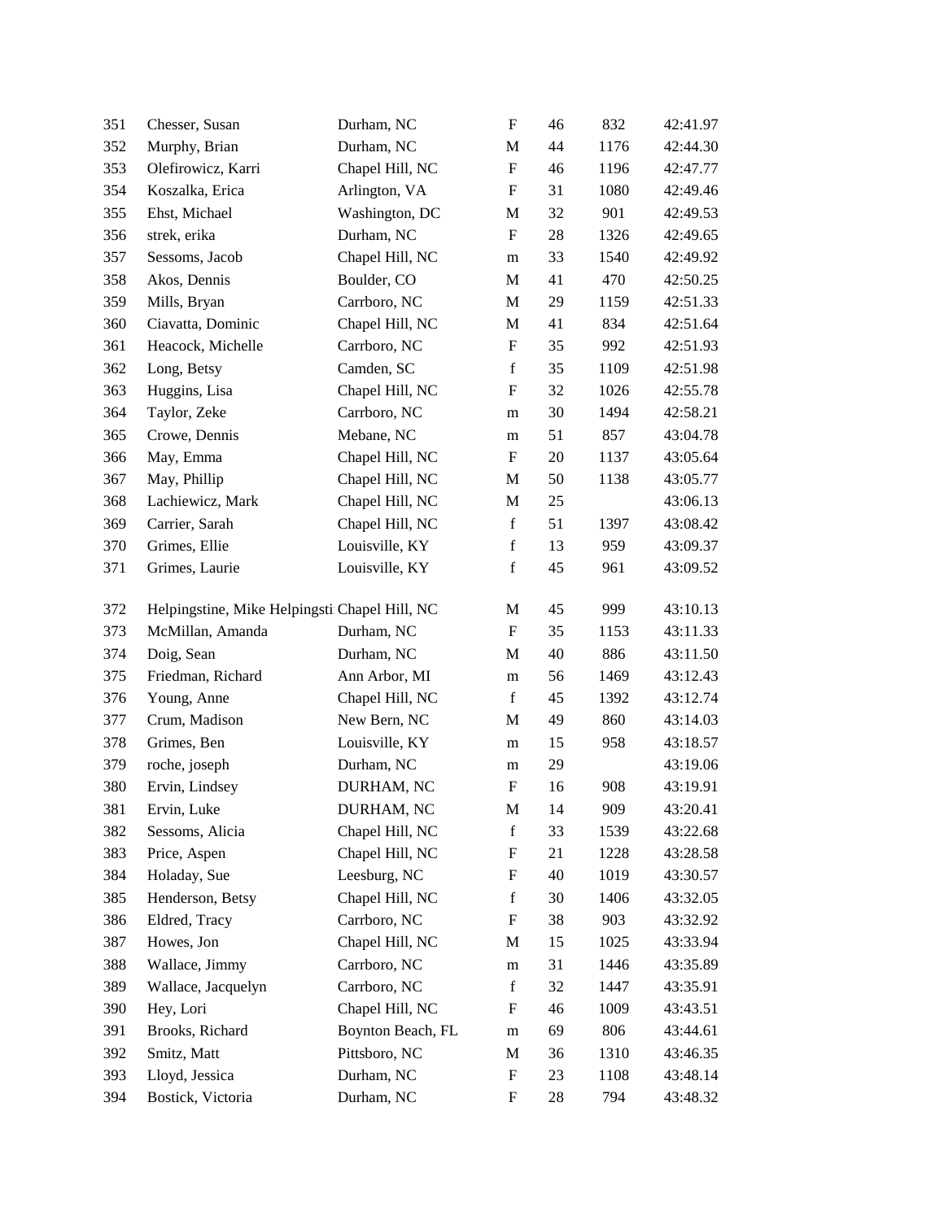| | | | | | | |
|---|---|---|---|---|---|---|
| 351 | Chesser, Susan | Durham, NC | F | 46 | 832 | 42:41.97 |
| 352 | Murphy, Brian | Durham, NC | M | 44 | 1176 | 42:44.30 |
| 353 | Olefirowicz, Karri | Chapel Hill, NC | F | 46 | 1196 | 42:47.77 |
| 354 | Koszalka, Erica | Arlington, VA | F | 31 | 1080 | 42:49.46 |
| 355 | Ehst, Michael | Washington, DC | M | 32 | 901 | 42:49.53 |
| 356 | strek, erika | Durham, NC | F | 28 | 1326 | 42:49.65 |
| 357 | Sessoms, Jacob | Chapel Hill, NC | m | 33 | 1540 | 42:49.92 |
| 358 | Akos, Dennis | Boulder, CO | M | 41 | 470 | 42:50.25 |
| 359 | Mills, Bryan | Carrboro, NC | M | 29 | 1159 | 42:51.33 |
| 360 | Ciavatta, Dominic | Chapel Hill, NC | M | 41 | 834 | 42:51.64 |
| 361 | Heacock, Michelle | Carrboro, NC | F | 35 | 992 | 42:51.93 |
| 362 | Long, Betsy | Camden, SC | f | 35 | 1109 | 42:51.98 |
| 363 | Huggins, Lisa | Chapel Hill, NC | F | 32 | 1026 | 42:55.78 |
| 364 | Taylor, Zeke | Carrboro, NC | m | 30 | 1494 | 42:58.21 |
| 365 | Crowe, Dennis | Mebane, NC | m | 51 | 857 | 43:04.78 |
| 366 | May, Emma | Chapel Hill, NC | F | 20 | 1137 | 43:05.64 |
| 367 | May, Phillip | Chapel Hill, NC | M | 50 | 1138 | 43:05.77 |
| 368 | Lachiewicz, Mark | Chapel Hill, NC | M | 25 | | 43:06.13 |
| 369 | Carrier, Sarah | Chapel Hill, NC | f | 51 | 1397 | 43:08.42 |
| 370 | Grimes, Ellie | Louisville, KY | f | 13 | 959 | 43:09.37 |
| 371 | Grimes, Laurie | Louisville, KY | f | 45 | 961 | 43:09.52 |
| 372 | Helpingstine, Mike Helpingsti | Chapel Hill, NC | M | 45 | 999 | 43:10.13 |
| 373 | McMillan, Amanda | Durham, NC | F | 35 | 1153 | 43:11.33 |
| 374 | Doig, Sean | Durham, NC | M | 40 | 886 | 43:11.50 |
| 375 | Friedman, Richard | Ann Arbor, MI | m | 56 | 1469 | 43:12.43 |
| 376 | Young, Anne | Chapel Hill, NC | f | 45 | 1392 | 43:12.74 |
| 377 | Crum, Madison | New Bern, NC | M | 49 | 860 | 43:14.03 |
| 378 | Grimes, Ben | Louisville, KY | m | 15 | 958 | 43:18.57 |
| 379 | roche, joseph | Durham, NC | m | 29 | | 43:19.06 |
| 380 | Ervin, Lindsey | DURHAM, NC | F | 16 | 908 | 43:19.91 |
| 381 | Ervin, Luke | DURHAM, NC | M | 14 | 909 | 43:20.41 |
| 382 | Sessoms, Alicia | Chapel Hill, NC | f | 33 | 1539 | 43:22.68 |
| 383 | Price, Aspen | Chapel Hill, NC | F | 21 | 1228 | 43:28.58 |
| 384 | Holaday, Sue | Leesburg, NC | F | 40 | 1019 | 43:30.57 |
| 385 | Henderson, Betsy | Chapel Hill, NC | f | 30 | 1406 | 43:32.05 |
| 386 | Eldred, Tracy | Carrboro, NC | F | 38 | 903 | 43:32.92 |
| 387 | Howes, Jon | Chapel Hill, NC | M | 15 | 1025 | 43:33.94 |
| 388 | Wallace, Jimmy | Carrboro, NC | m | 31 | 1446 | 43:35.89 |
| 389 | Wallace, Jacquelyn | Carrboro, NC | f | 32 | 1447 | 43:35.91 |
| 390 | Hey, Lori | Chapel Hill, NC | F | 46 | 1009 | 43:43.51 |
| 391 | Brooks, Richard | Boynton Beach, FL | m | 69 | 806 | 43:44.61 |
| 392 | Smitz, Matt | Pittsboro, NC | M | 36 | 1310 | 43:46.35 |
| 393 | Lloyd, Jessica | Durham, NC | F | 23 | 1108 | 43:48.14 |
| 394 | Bostick, Victoria | Durham, NC | F | 28 | 794 | 43:48.32 |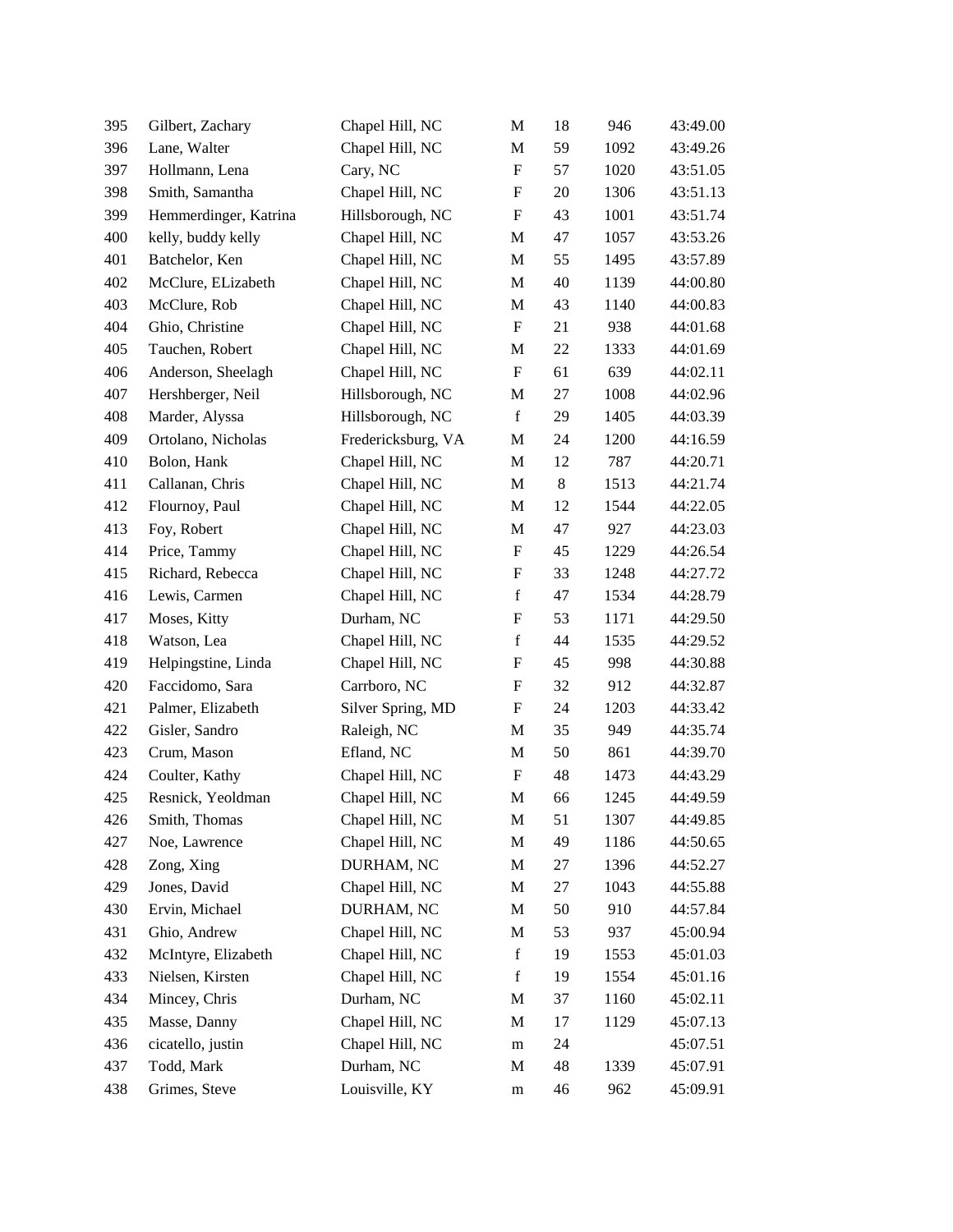| | | | | | | |
|---|---|---|---|---|---|---|
| 395 | Gilbert, Zachary | Chapel Hill, NC | M | 18 | 946 | 43:49.00 |
| 396 | Lane, Walter | Chapel Hill, NC | M | 59 | 1092 | 43:49.26 |
| 397 | Hollmann, Lena | Cary, NC | F | 57 | 1020 | 43:51.05 |
| 398 | Smith, Samantha | Chapel Hill, NC | F | 20 | 1306 | 43:51.13 |
| 399 | Hemmerdinger, Katrina | Hillsborough, NC | F | 43 | 1001 | 43:51.74 |
| 400 | kelly, buddy kelly | Chapel Hill, NC | M | 47 | 1057 | 43:53.26 |
| 401 | Batchelor, Ken | Chapel Hill, NC | M | 55 | 1495 | 43:57.89 |
| 402 | McClure, ELizabeth | Chapel Hill, NC | M | 40 | 1139 | 44:00.80 |
| 403 | McClure, Rob | Chapel Hill, NC | M | 43 | 1140 | 44:00.83 |
| 404 | Ghio, Christine | Chapel Hill, NC | F | 21 | 938 | 44:01.68 |
| 405 | Tauchen, Robert | Chapel Hill, NC | M | 22 | 1333 | 44:01.69 |
| 406 | Anderson, Sheelagh | Chapel Hill, NC | F | 61 | 639 | 44:02.11 |
| 407 | Hershberger, Neil | Hillsborough, NC | M | 27 | 1008 | 44:02.96 |
| 408 | Marder, Alyssa | Hillsborough, NC | f | 29 | 1405 | 44:03.39 |
| 409 | Ortolano, Nicholas | Fredericksburg, VA | M | 24 | 1200 | 44:16.59 |
| 410 | Bolon, Hank | Chapel Hill, NC | M | 12 | 787 | 44:20.71 |
| 411 | Callanan, Chris | Chapel Hill, NC | M | 8 | 1513 | 44:21.74 |
| 412 | Flournoy, Paul | Chapel Hill, NC | M | 12 | 1544 | 44:22.05 |
| 413 | Foy, Robert | Chapel Hill, NC | M | 47 | 927 | 44:23.03 |
| 414 | Price, Tammy | Chapel Hill, NC | F | 45 | 1229 | 44:26.54 |
| 415 | Richard, Rebecca | Chapel Hill, NC | F | 33 | 1248 | 44:27.72 |
| 416 | Lewis, Carmen | Chapel Hill, NC | f | 47 | 1534 | 44:28.79 |
| 417 | Moses, Kitty | Durham, NC | F | 53 | 1171 | 44:29.50 |
| 418 | Watson, Lea | Chapel Hill, NC | f | 44 | 1535 | 44:29.52 |
| 419 | Helpingstine, Linda | Chapel Hill, NC | F | 45 | 998 | 44:30.88 |
| 420 | Faccidomo, Sara | Carrboro, NC | F | 32 | 912 | 44:32.87 |
| 421 | Palmer, Elizabeth | Silver Spring, MD | F | 24 | 1203 | 44:33.42 |
| 422 | Gisler, Sandro | Raleigh, NC | M | 35 | 949 | 44:35.74 |
| 423 | Crum, Mason | Efland, NC | M | 50 | 861 | 44:39.70 |
| 424 | Coulter, Kathy | Chapel Hill, NC | F | 48 | 1473 | 44:43.29 |
| 425 | Resnick, Yeoldman | Chapel Hill, NC | M | 66 | 1245 | 44:49.59 |
| 426 | Smith, Thomas | Chapel Hill, NC | M | 51 | 1307 | 44:49.85 |
| 427 | Noe, Lawrence | Chapel Hill, NC | M | 49 | 1186 | 44:50.65 |
| 428 | Zong, Xing | DURHAM, NC | M | 27 | 1396 | 44:52.27 |
| 429 | Jones, David | Chapel Hill, NC | M | 27 | 1043 | 44:55.88 |
| 430 | Ervin, Michael | DURHAM, NC | M | 50 | 910 | 44:57.84 |
| 431 | Ghio, Andrew | Chapel Hill, NC | M | 53 | 937 | 45:00.94 |
| 432 | McIntyre, Elizabeth | Chapel Hill, NC | f | 19 | 1553 | 45:01.03 |
| 433 | Nielsen, Kirsten | Chapel Hill, NC | f | 19 | 1554 | 45:01.16 |
| 434 | Mincey, Chris | Durham, NC | M | 37 | 1160 | 45:02.11 |
| 435 | Masse, Danny | Chapel Hill, NC | M | 17 | 1129 | 45:07.13 |
| 436 | cicatello, justin | Chapel Hill, NC | m | 24 | | 45:07.51 |
| 437 | Todd, Mark | Durham, NC | M | 48 | 1339 | 45:07.91 |
| 438 | Grimes, Steve | Louisville, KY | m | 46 | 962 | 45:09.91 |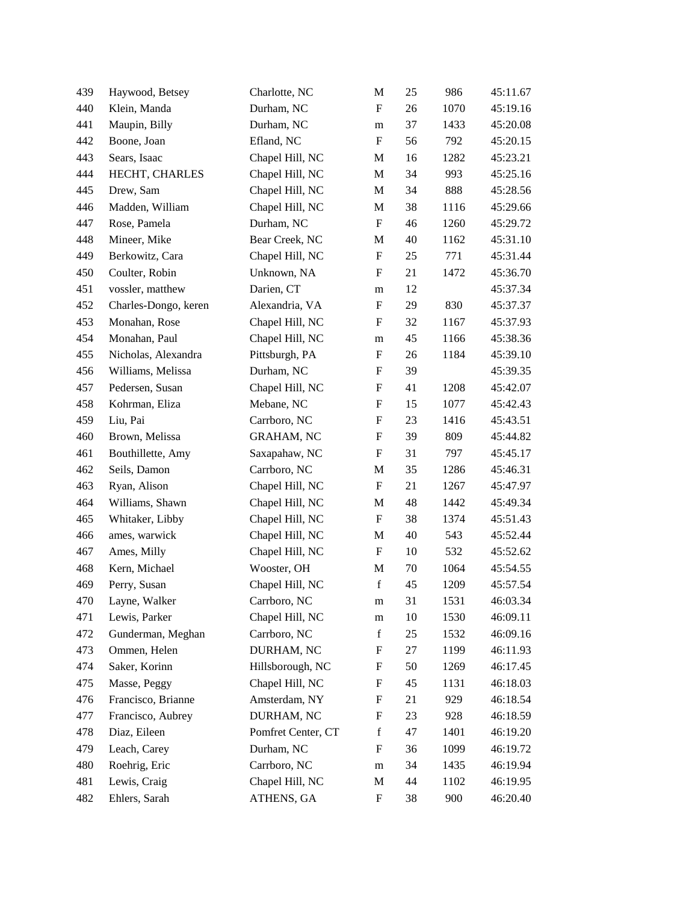| | | | | | | |
|---|---|---|---|---|---|---|
| 439 | Haywood, Betsey | Charlotte, NC | M | 25 | 986 | 45:11.67 |
| 440 | Klein, Manda | Durham, NC | F | 26 | 1070 | 45:19.16 |
| 441 | Maupin, Billy | Durham, NC | m | 37 | 1433 | 45:20.08 |
| 442 | Boone, Joan | Efland, NC | F | 56 | 792 | 45:20.15 |
| 443 | Sears, Isaac | Chapel Hill, NC | M | 16 | 1282 | 45:23.21 |
| 444 | HECHT, CHARLES | Chapel Hill, NC | M | 34 | 993 | 45:25.16 |
| 445 | Drew, Sam | Chapel Hill, NC | M | 34 | 888 | 45:28.56 |
| 446 | Madden, William | Chapel Hill, NC | M | 38 | 1116 | 45:29.66 |
| 447 | Rose, Pamela | Durham, NC | F | 46 | 1260 | 45:29.72 |
| 448 | Mineer, Mike | Bear Creek, NC | M | 40 | 1162 | 45:31.10 |
| 449 | Berkowitz, Cara | Chapel Hill, NC | F | 25 | 771 | 45:31.44 |
| 450 | Coulter, Robin | Unknown, NA | F | 21 | 1472 | 45:36.70 |
| 451 | vossler, matthew | Darien, CT | m | 12 | | 45:37.34 |
| 452 | Charles-Dongo, keren | Alexandria, VA | F | 29 | 830 | 45:37.37 |
| 453 | Monahan, Rose | Chapel Hill, NC | F | 32 | 1167 | 45:37.93 |
| 454 | Monahan, Paul | Chapel Hill, NC | m | 45 | 1166 | 45:38.36 |
| 455 | Nicholas, Alexandra | Pittsburgh, PA | F | 26 | 1184 | 45:39.10 |
| 456 | Williams, Melissa | Durham, NC | F | 39 | | 45:39.35 |
| 457 | Pedersen, Susan | Chapel Hill, NC | F | 41 | 1208 | 45:42.07 |
| 458 | Kohrman, Eliza | Mebane, NC | F | 15 | 1077 | 45:42.43 |
| 459 | Liu, Pai | Carrboro, NC | F | 23 | 1416 | 45:43.51 |
| 460 | Brown, Melissa | GRAHAM, NC | F | 39 | 809 | 45:44.82 |
| 461 | Bouthillette, Amy | Saxapahaw, NC | F | 31 | 797 | 45:45.17 |
| 462 | Seils, Damon | Carrboro, NC | M | 35 | 1286 | 45:46.31 |
| 463 | Ryan, Alison | Chapel Hill, NC | F | 21 | 1267 | 45:47.97 |
| 464 | Williams, Shawn | Chapel Hill, NC | M | 48 | 1442 | 45:49.34 |
| 465 | Whitaker, Libby | Chapel Hill, NC | F | 38 | 1374 | 45:51.43 |
| 466 | ames, warwick | Chapel Hill, NC | M | 40 | 543 | 45:52.44 |
| 467 | Ames, Milly | Chapel Hill, NC | F | 10 | 532 | 45:52.62 |
| 468 | Kern, Michael | Wooster, OH | M | 70 | 1064 | 45:54.55 |
| 469 | Perry, Susan | Chapel Hill, NC | f | 45 | 1209 | 45:57.54 |
| 470 | Layne, Walker | Carrboro, NC | m | 31 | 1531 | 46:03.34 |
| 471 | Lewis, Parker | Chapel Hill, NC | m | 10 | 1530 | 46:09.11 |
| 472 | Gunderman, Meghan | Carrboro, NC | f | 25 | 1532 | 46:09.16 |
| 473 | Ommen, Helen | DURHAM, NC | F | 27 | 1199 | 46:11.93 |
| 474 | Saker, Korinn | Hillsborough, NC | F | 50 | 1269 | 46:17.45 |
| 475 | Masse, Peggy | Chapel Hill, NC | F | 45 | 1131 | 46:18.03 |
| 476 | Francisco, Brianne | Amsterdam, NY | F | 21 | 929 | 46:18.54 |
| 477 | Francisco, Aubrey | DURHAM, NC | F | 23 | 928 | 46:18.59 |
| 478 | Diaz, Eileen | Pomfret Center, CT | f | 47 | 1401 | 46:19.20 |
| 479 | Leach, Carey | Durham, NC | F | 36 | 1099 | 46:19.72 |
| 480 | Roehrig, Eric | Carrboro, NC | m | 34 | 1435 | 46:19.94 |
| 481 | Lewis, Craig | Chapel Hill, NC | M | 44 | 1102 | 46:19.95 |
| 482 | Ehlers, Sarah | ATHENS, GA | F | 38 | 900 | 46:20.40 |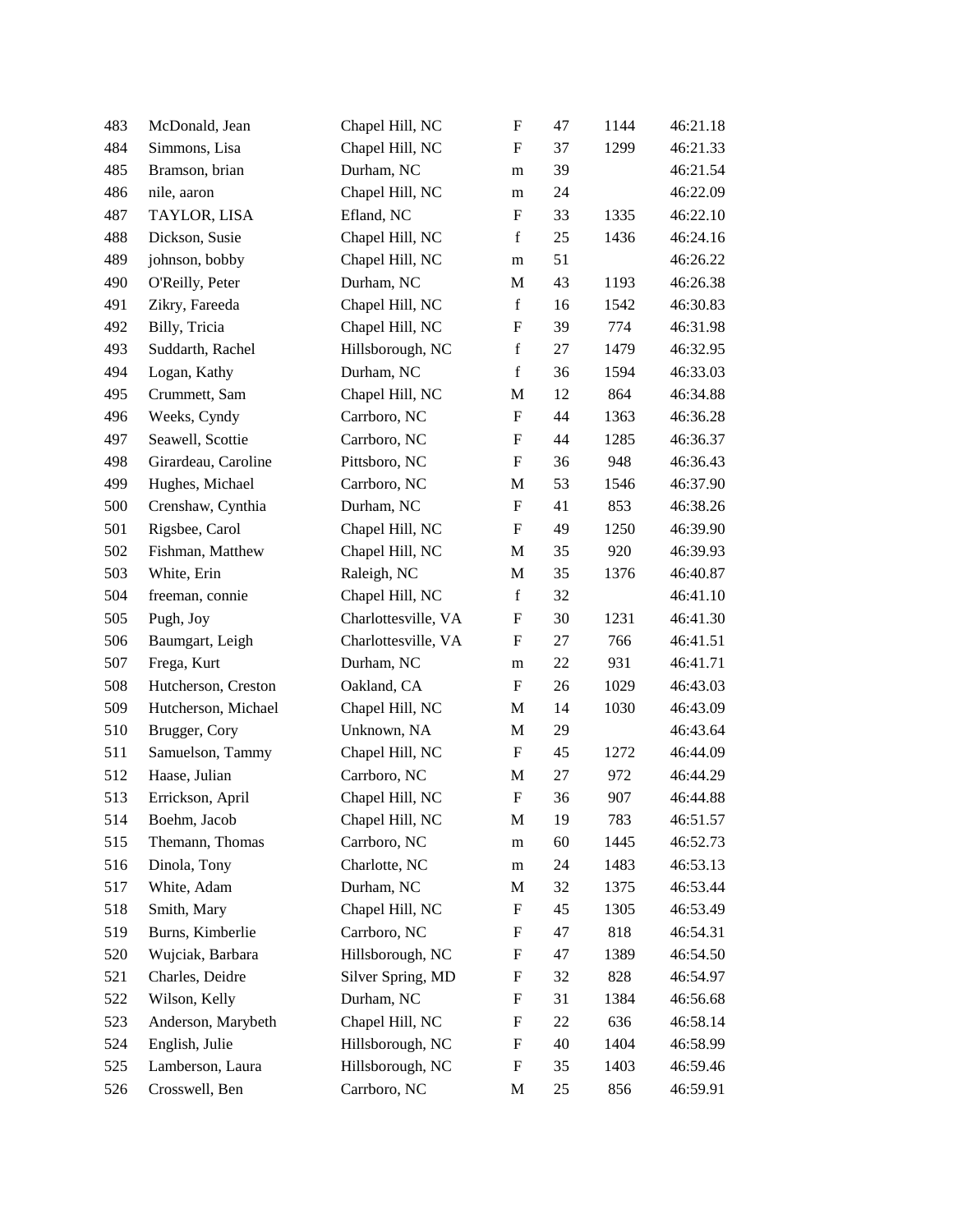| | | | | | | |
|---|---|---|---|---|---|---|
| 483 | McDonald, Jean | Chapel Hill, NC | F | 47 | 1144 | 46:21.18 |
| 484 | Simmons, Lisa | Chapel Hill, NC | F | 37 | 1299 | 46:21.33 |
| 485 | Bramson, brian | Durham, NC | m | 39 | | 46:21.54 |
| 486 | nile, aaron | Chapel Hill, NC | m | 24 | | 46:22.09 |
| 487 | TAYLOR, LISA | Efland, NC | F | 33 | 1335 | 46:22.10 |
| 488 | Dickson, Susie | Chapel Hill, NC | f | 25 | 1436 | 46:24.16 |
| 489 | johnson, bobby | Chapel Hill, NC | m | 51 | | 46:26.22 |
| 490 | O'Reilly, Peter | Durham, NC | M | 43 | 1193 | 46:26.38 |
| 491 | Zikry, Fareeda | Chapel Hill, NC | f | 16 | 1542 | 46:30.83 |
| 492 | Billy, Tricia | Chapel Hill, NC | F | 39 | 774 | 46:31.98 |
| 493 | Suddarth, Rachel | Hillsborough, NC | f | 27 | 1479 | 46:32.95 |
| 494 | Logan, Kathy | Durham, NC | f | 36 | 1594 | 46:33.03 |
| 495 | Crummett, Sam | Chapel Hill, NC | M | 12 | 864 | 46:34.88 |
| 496 | Weeks, Cyndy | Carrboro, NC | F | 44 | 1363 | 46:36.28 |
| 497 | Seawell, Scottie | Carrboro, NC | F | 44 | 1285 | 46:36.37 |
| 498 | Girardeau, Caroline | Pittsboro, NC | F | 36 | 948 | 46:36.43 |
| 499 | Hughes, Michael | Carrboro, NC | M | 53 | 1546 | 46:37.90 |
| 500 | Crenshaw, Cynthia | Durham, NC | F | 41 | 853 | 46:38.26 |
| 501 | Rigsbee, Carol | Chapel Hill, NC | F | 49 | 1250 | 46:39.90 |
| 502 | Fishman, Matthew | Chapel Hill, NC | M | 35 | 920 | 46:39.93 |
| 503 | White, Erin | Raleigh, NC | M | 35 | 1376 | 46:40.87 |
| 504 | freeman, connie | Chapel Hill, NC | f | 32 | | 46:41.10 |
| 505 | Pugh, Joy | Charlottesville, VA | F | 30 | 1231 | 46:41.30 |
| 506 | Baumgart, Leigh | Charlottesville, VA | F | 27 | 766 | 46:41.51 |
| 507 | Frega, Kurt | Durham, NC | m | 22 | 931 | 46:41.71 |
| 508 | Hutcherson, Creston | Oakland, CA | F | 26 | 1029 | 46:43.03 |
| 509 | Hutcherson, Michael | Chapel Hill, NC | M | 14 | 1030 | 46:43.09 |
| 510 | Brugger, Cory | Unknown, NA | M | 29 | | 46:43.64 |
| 511 | Samuelson, Tammy | Chapel Hill, NC | F | 45 | 1272 | 46:44.09 |
| 512 | Haase, Julian | Carrboro, NC | M | 27 | 972 | 46:44.29 |
| 513 | Errickson, April | Chapel Hill, NC | F | 36 | 907 | 46:44.88 |
| 514 | Boehm, Jacob | Chapel Hill, NC | M | 19 | 783 | 46:51.57 |
| 515 | Themann, Thomas | Carrboro, NC | m | 60 | 1445 | 46:52.73 |
| 516 | Dinola, Tony | Charlotte, NC | m | 24 | 1483 | 46:53.13 |
| 517 | White, Adam | Durham, NC | M | 32 | 1375 | 46:53.44 |
| 518 | Smith, Mary | Chapel Hill, NC | F | 45 | 1305 | 46:53.49 |
| 519 | Burns, Kimberlie | Carrboro, NC | F | 47 | 818 | 46:54.31 |
| 520 | Wujciak, Barbara | Hillsborough, NC | F | 47 | 1389 | 46:54.50 |
| 521 | Charles, Deidre | Silver Spring, MD | F | 32 | 828 | 46:54.97 |
| 522 | Wilson, Kelly | Durham, NC | F | 31 | 1384 | 46:56.68 |
| 523 | Anderson, Marybeth | Chapel Hill, NC | F | 22 | 636 | 46:58.14 |
| 524 | English, Julie | Hillsborough, NC | F | 40 | 1404 | 46:58.99 |
| 525 | Lamberson, Laura | Hillsborough, NC | F | 35 | 1403 | 46:59.46 |
| 526 | Crosswell, Ben | Carrboro, NC | M | 25 | 856 | 46:59.91 |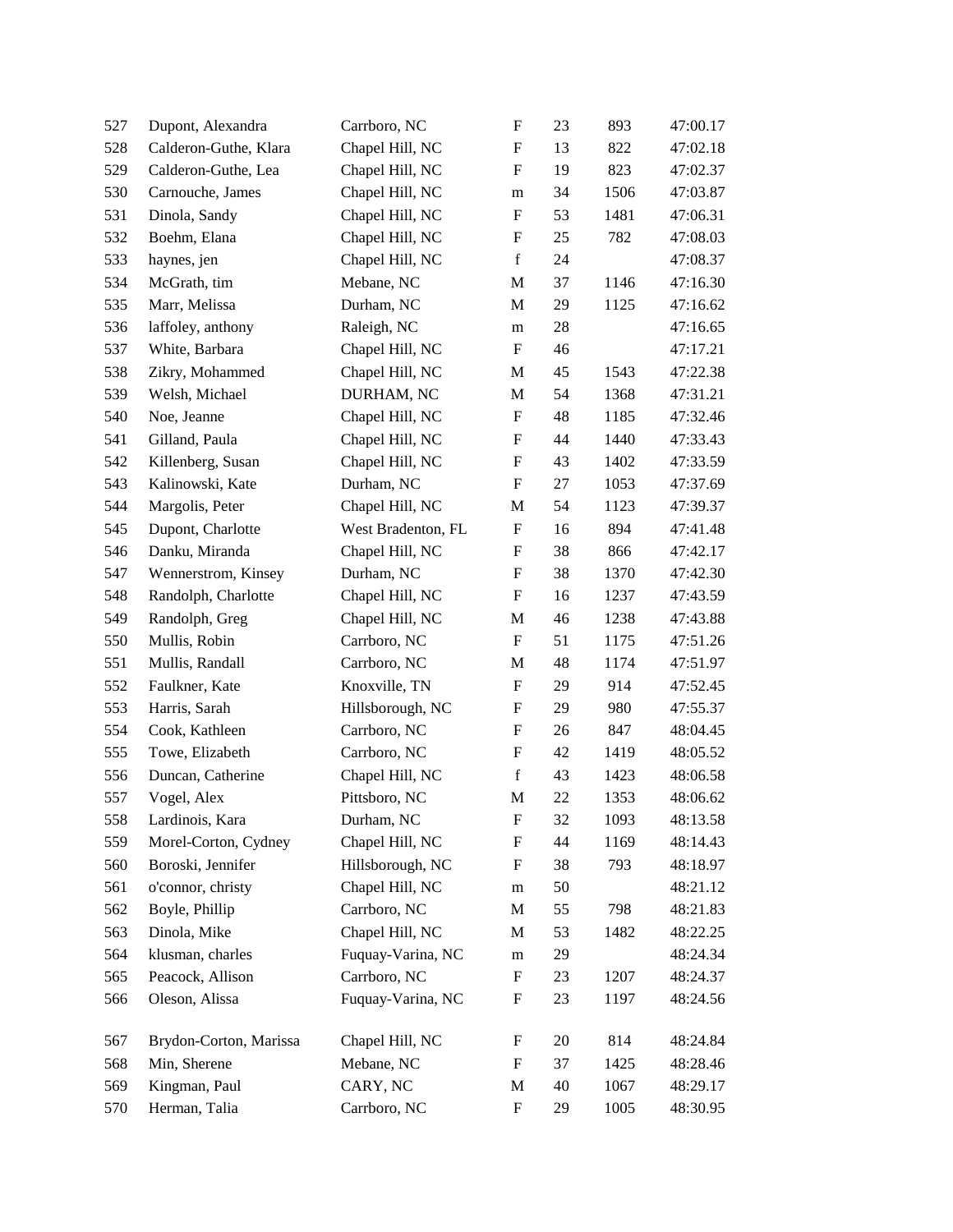| | | | | | | |
|---|---|---|---|---|---|---|
| 527 | Dupont, Alexandra | Carrboro, NC | F | 23 | 893 | 47:00.17 |
| 528 | Calderon-Guthe, Klara | Chapel Hill, NC | F | 13 | 822 | 47:02.18 |
| 529 | Calderon-Guthe, Lea | Chapel Hill, NC | F | 19 | 823 | 47:02.37 |
| 530 | Carnouche, James | Chapel Hill, NC | m | 34 | 1506 | 47:03.87 |
| 531 | Dinola, Sandy | Chapel Hill, NC | F | 53 | 1481 | 47:06.31 |
| 532 | Boehm, Elana | Chapel Hill, NC | F | 25 | 782 | 47:08.03 |
| 533 | haynes, jen | Chapel Hill, NC | f | 24 | | 47:08.37 |
| 534 | McGrath, tim | Mebane, NC | M | 37 | 1146 | 47:16.30 |
| 535 | Marr, Melissa | Durham, NC | M | 29 | 1125 | 47:16.62 |
| 536 | laffoley, anthony | Raleigh, NC | m | 28 | | 47:16.65 |
| 537 | White, Barbara | Chapel Hill, NC | F | 46 | | 47:17.21 |
| 538 | Zikry, Mohammed | Chapel Hill, NC | M | 45 | 1543 | 47:22.38 |
| 539 | Welsh, Michael | DURHAM, NC | M | 54 | 1368 | 47:31.21 |
| 540 | Noe, Jeanne | Chapel Hill, NC | F | 48 | 1185 | 47:32.46 |
| 541 | Gilland, Paula | Chapel Hill, NC | F | 44 | 1440 | 47:33.43 |
| 542 | Killenberg, Susan | Chapel Hill, NC | F | 43 | 1402 | 47:33.59 |
| 543 | Kalinowski, Kate | Durham, NC | F | 27 | 1053 | 47:37.69 |
| 544 | Margolis, Peter | Chapel Hill, NC | M | 54 | 1123 | 47:39.37 |
| 545 | Dupont, Charlotte | West Bradenton, FL | F | 16 | 894 | 47:41.48 |
| 546 | Danku, Miranda | Chapel Hill, NC | F | 38 | 866 | 47:42.17 |
| 547 | Wennerstrom, Kinsey | Durham, NC | F | 38 | 1370 | 47:42.30 |
| 548 | Randolph, Charlotte | Chapel Hill, NC | F | 16 | 1237 | 47:43.59 |
| 549 | Randolph, Greg | Chapel Hill, NC | M | 46 | 1238 | 47:43.88 |
| 550 | Mullis, Robin | Carrboro, NC | F | 51 | 1175 | 47:51.26 |
| 551 | Mullis, Randall | Carrboro, NC | M | 48 | 1174 | 47:51.97 |
| 552 | Faulkner, Kate | Knoxville, TN | F | 29 | 914 | 47:52.45 |
| 553 | Harris, Sarah | Hillsborough, NC | F | 29 | 980 | 47:55.37 |
| 554 | Cook, Kathleen | Carrboro, NC | F | 26 | 847 | 48:04.45 |
| 555 | Towe, Elizabeth | Carrboro, NC | F | 42 | 1419 | 48:05.52 |
| 556 | Duncan, Catherine | Chapel Hill, NC | f | 43 | 1423 | 48:06.58 |
| 557 | Vogel, Alex | Pittsboro, NC | M | 22 | 1353 | 48:06.62 |
| 558 | Lardinois, Kara | Durham, NC | F | 32 | 1093 | 48:13.58 |
| 559 | Morel-Corton, Cydney | Chapel Hill, NC | F | 44 | 1169 | 48:14.43 |
| 560 | Boroski, Jennifer | Hillsborough, NC | F | 38 | 793 | 48:18.97 |
| 561 | o'connor, christy | Chapel Hill, NC | m | 50 | | 48:21.12 |
| 562 | Boyle, Phillip | Carrboro, NC | M | 55 | 798 | 48:21.83 |
| 563 | Dinola, Mike | Chapel Hill, NC | M | 53 | 1482 | 48:22.25 |
| 564 | klusman, charles | Fuquay-Varina, NC | m | 29 | | 48:24.34 |
| 565 | Peacock, Allison | Carrboro, NC | F | 23 | 1207 | 48:24.37 |
| 566 | Oleson, Alissa | Fuquay-Varina, NC | F | 23 | 1197 | 48:24.56 |
| 567 | Brydon-Corton, Marissa | Chapel Hill, NC | F | 20 | 814 | 48:24.84 |
| 568 | Min, Sherene | Mebane, NC | F | 37 | 1425 | 48:28.46 |
| 569 | Kingman, Paul | CARY, NC | M | 40 | 1067 | 48:29.17 |
| 570 | Herman, Talia | Carrboro, NC | F | 29 | 1005 | 48:30.95 |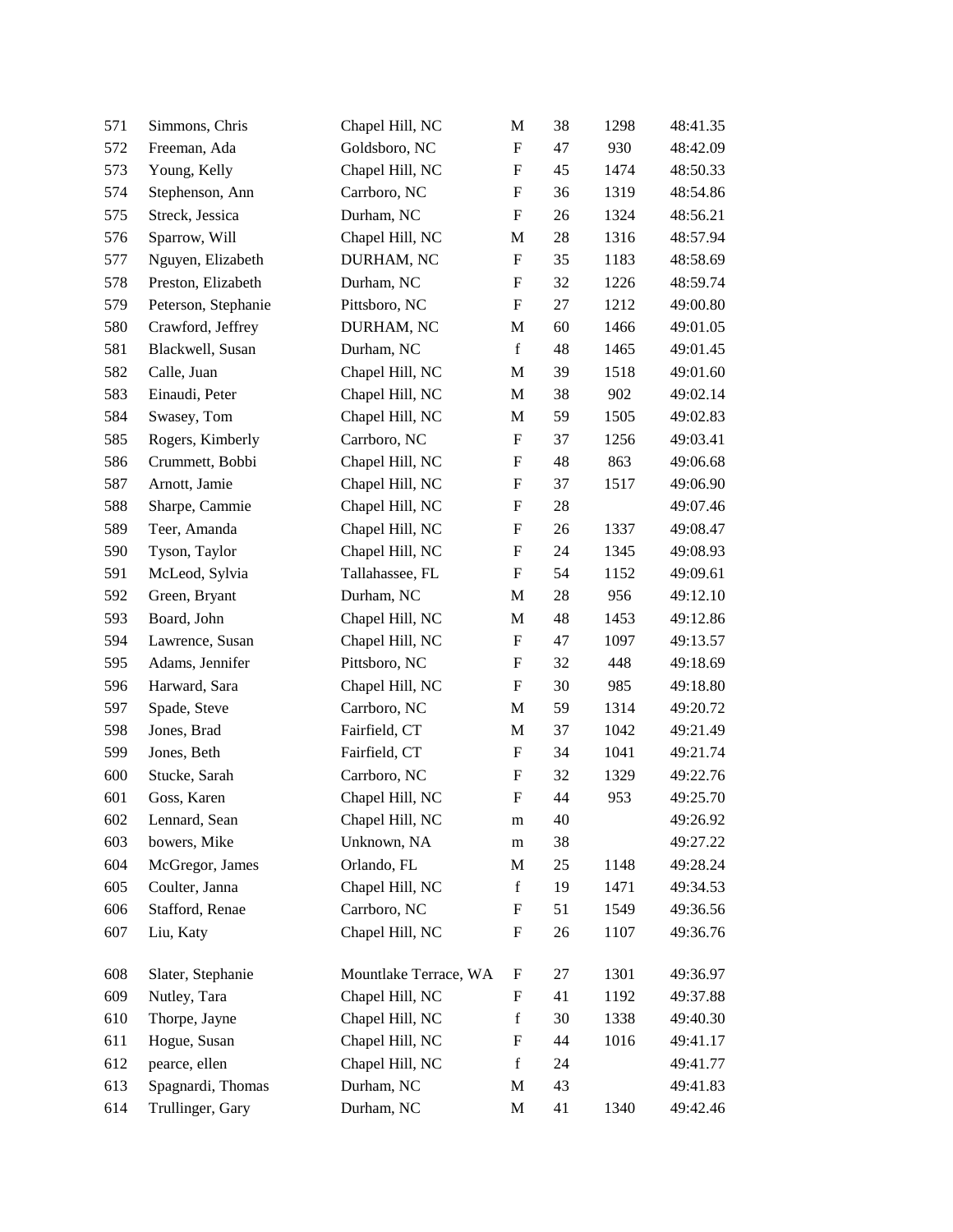| | | | | | | |
|---|---|---|---|---|---|---|
| 571 | Simmons, Chris | Chapel Hill, NC | M | 38 | 1298 | 48:41.35 |
| 572 | Freeman, Ada | Goldsboro, NC | F | 47 | 930 | 48:42.09 |
| 573 | Young, Kelly | Chapel Hill, NC | F | 45 | 1474 | 48:50.33 |
| 574 | Stephenson, Ann | Carrboro, NC | F | 36 | 1319 | 48:54.86 |
| 575 | Streck, Jessica | Durham, NC | F | 26 | 1324 | 48:56.21 |
| 576 | Sparrow, Will | Chapel Hill, NC | M | 28 | 1316 | 48:57.94 |
| 577 | Nguyen, Elizabeth | DURHAM, NC | F | 35 | 1183 | 48:58.69 |
| 578 | Preston, Elizabeth | Durham, NC | F | 32 | 1226 | 48:59.74 |
| 579 | Peterson, Stephanie | Pittsboro, NC | F | 27 | 1212 | 49:00.80 |
| 580 | Crawford, Jeffrey | DURHAM, NC | M | 60 | 1466 | 49:01.05 |
| 581 | Blackwell, Susan | Durham, NC | f | 48 | 1465 | 49:01.45 |
| 582 | Calle, Juan | Chapel Hill, NC | M | 39 | 1518 | 49:01.60 |
| 583 | Einaudi, Peter | Chapel Hill, NC | M | 38 | 902 | 49:02.14 |
| 584 | Swasey, Tom | Chapel Hill, NC | M | 59 | 1505 | 49:02.83 |
| 585 | Rogers, Kimberly | Carrboro, NC | F | 37 | 1256 | 49:03.41 |
| 586 | Crummett, Bobbi | Chapel Hill, NC | F | 48 | 863 | 49:06.68 |
| 587 | Arnott, Jamie | Chapel Hill, NC | F | 37 | 1517 | 49:06.90 |
| 588 | Sharpe, Cammie | Chapel Hill, NC | F | 28 | | 49:07.46 |
| 589 | Teer, Amanda | Chapel Hill, NC | F | 26 | 1337 | 49:08.47 |
| 590 | Tyson, Taylor | Chapel Hill, NC | F | 24 | 1345 | 49:08.93 |
| 591 | McLeod, Sylvia | Tallahassee, FL | F | 54 | 1152 | 49:09.61 |
| 592 | Green, Bryant | Durham, NC | M | 28 | 956 | 49:12.10 |
| 593 | Board, John | Chapel Hill, NC | M | 48 | 1453 | 49:12.86 |
| 594 | Lawrence, Susan | Chapel Hill, NC | F | 47 | 1097 | 49:13.57 |
| 595 | Adams, Jennifer | Pittsboro, NC | F | 32 | 448 | 49:18.69 |
| 596 | Harward, Sara | Chapel Hill, NC | F | 30 | 985 | 49:18.80 |
| 597 | Spade, Steve | Carrboro, NC | M | 59 | 1314 | 49:20.72 |
| 598 | Jones, Brad | Fairfield, CT | M | 37 | 1042 | 49:21.49 |
| 599 | Jones, Beth | Fairfield, CT | F | 34 | 1041 | 49:21.74 |
| 600 | Stucke, Sarah | Carrboro, NC | F | 32 | 1329 | 49:22.76 |
| 601 | Goss, Karen | Chapel Hill, NC | F | 44 | 953 | 49:25.70 |
| 602 | Lennard, Sean | Chapel Hill, NC | m | 40 | | 49:26.92 |
| 603 | bowers, Mike | Unknown, NA | m | 38 | | 49:27.22 |
| 604 | McGregor, James | Orlando, FL | M | 25 | 1148 | 49:28.24 |
| 605 | Coulter, Janna | Chapel Hill, NC | f | 19 | 1471 | 49:34.53 |
| 606 | Stafford, Renae | Carrboro, NC | F | 51 | 1549 | 49:36.56 |
| 607 | Liu, Katy | Chapel Hill, NC | F | 26 | 1107 | 49:36.76 |
| 608 | Slater, Stephanie | Mountlake Terrace, WA | F | 27 | 1301 | 49:36.97 |
| 609 | Nutley, Tara | Chapel Hill, NC | F | 41 | 1192 | 49:37.88 |
| 610 | Thorpe, Jayne | Chapel Hill, NC | f | 30 | 1338 | 49:40.30 |
| 611 | Hogue, Susan | Chapel Hill, NC | F | 44 | 1016 | 49:41.17 |
| 612 | pearce, ellen | Chapel Hill, NC | f | 24 | | 49:41.77 |
| 613 | Spagnardi, Thomas | Durham, NC | M | 43 | | 49:41.83 |
| 614 | Trullinger, Gary | Durham, NC | M | 41 | 1340 | 49:42.46 |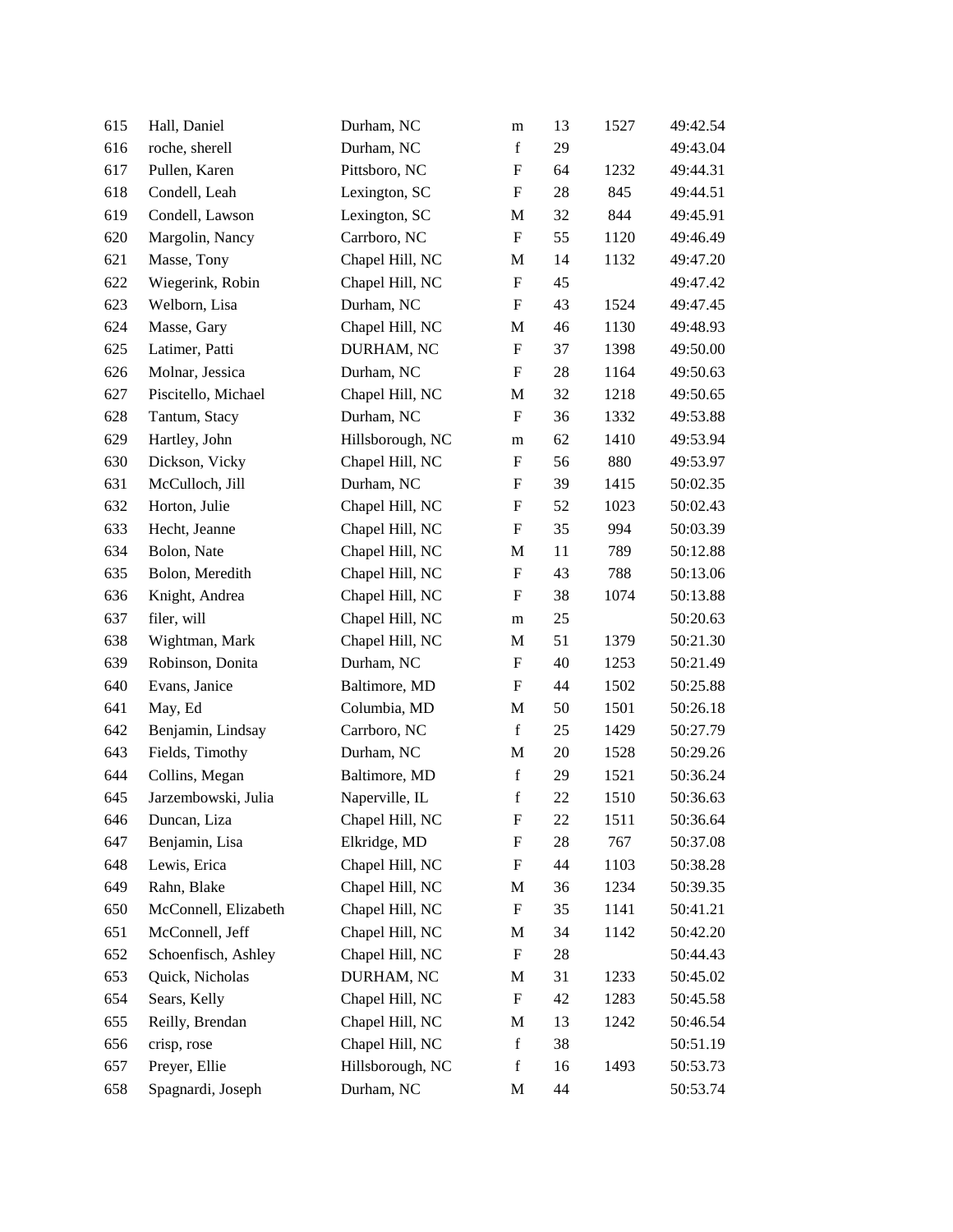| | | | | | | |
|---|---|---|---|---|---|---|
| 615 | Hall, Daniel | Durham, NC | m | 13 | 1527 | 49:42.54 |
| 616 | roche, sherell | Durham, NC | f | 29 | | 49:43.04 |
| 617 | Pullen, Karen | Pittsboro, NC | F | 64 | 1232 | 49:44.31 |
| 618 | Condell, Leah | Lexington, SC | F | 28 | 845 | 49:44.51 |
| 619 | Condell, Lawson | Lexington, SC | M | 32 | 844 | 49:45.91 |
| 620 | Margolin, Nancy | Carrboro, NC | F | 55 | 1120 | 49:46.49 |
| 621 | Masse, Tony | Chapel Hill, NC | M | 14 | 1132 | 49:47.20 |
| 622 | Wiegerink, Robin | Chapel Hill, NC | F | 45 | | 49:47.42 |
| 623 | Welborn, Lisa | Durham, NC | F | 43 | 1524 | 49:47.45 |
| 624 | Masse, Gary | Chapel Hill, NC | M | 46 | 1130 | 49:48.93 |
| 625 | Latimer, Patti | DURHAM, NC | F | 37 | 1398 | 49:50.00 |
| 626 | Molnar, Jessica | Durham, NC | F | 28 | 1164 | 49:50.63 |
| 627 | Piscitello, Michael | Chapel Hill, NC | M | 32 | 1218 | 49:50.65 |
| 628 | Tantum, Stacy | Durham, NC | F | 36 | 1332 | 49:53.88 |
| 629 | Hartley, John | Hillsborough, NC | m | 62 | 1410 | 49:53.94 |
| 630 | Dickson, Vicky | Chapel Hill, NC | F | 56 | 880 | 49:53.97 |
| 631 | McCulloch, Jill | Durham, NC | F | 39 | 1415 | 50:02.35 |
| 632 | Horton, Julie | Chapel Hill, NC | F | 52 | 1023 | 50:02.43 |
| 633 | Hecht, Jeanne | Chapel Hill, NC | F | 35 | 994 | 50:03.39 |
| 634 | Bolon, Nate | Chapel Hill, NC | M | 11 | 789 | 50:12.88 |
| 635 | Bolon, Meredith | Chapel Hill, NC | F | 43 | 788 | 50:13.06 |
| 636 | Knight, Andrea | Chapel Hill, NC | F | 38 | 1074 | 50:13.88 |
| 637 | filer, will | Chapel Hill, NC | m | 25 | | 50:20.63 |
| 638 | Wightman, Mark | Chapel Hill, NC | M | 51 | 1379 | 50:21.30 |
| 639 | Robinson, Donita | Durham, NC | F | 40 | 1253 | 50:21.49 |
| 640 | Evans, Janice | Baltimore, MD | F | 44 | 1502 | 50:25.88 |
| 641 | May, Ed | Columbia, MD | M | 50 | 1501 | 50:26.18 |
| 642 | Benjamin, Lindsay | Carrboro, NC | f | 25 | 1429 | 50:27.79 |
| 643 | Fields, Timothy | Durham, NC | M | 20 | 1528 | 50:29.26 |
| 644 | Collins, Megan | Baltimore, MD | f | 29 | 1521 | 50:36.24 |
| 645 | Jarzembowski, Julia | Naperville, IL | f | 22 | 1510 | 50:36.63 |
| 646 | Duncan, Liza | Chapel Hill, NC | F | 22 | 1511 | 50:36.64 |
| 647 | Benjamin, Lisa | Elkridge, MD | F | 28 | 767 | 50:37.08 |
| 648 | Lewis, Erica | Chapel Hill, NC | F | 44 | 1103 | 50:38.28 |
| 649 | Rahn, Blake | Chapel Hill, NC | M | 36 | 1234 | 50:39.35 |
| 650 | McConnell, Elizabeth | Chapel Hill, NC | F | 35 | 1141 | 50:41.21 |
| 651 | McConnell, Jeff | Chapel Hill, NC | M | 34 | 1142 | 50:42.20 |
| 652 | Schoenfisch, Ashley | Chapel Hill, NC | F | 28 | | 50:44.43 |
| 653 | Quick, Nicholas | DURHAM, NC | M | 31 | 1233 | 50:45.02 |
| 654 | Sears, Kelly | Chapel Hill, NC | F | 42 | 1283 | 50:45.58 |
| 655 | Reilly, Brendan | Chapel Hill, NC | M | 13 | 1242 | 50:46.54 |
| 656 | crisp, rose | Chapel Hill, NC | f | 38 | | 50:51.19 |
| 657 | Preyer, Ellie | Hillsborough, NC | f | 16 | 1493 | 50:53.73 |
| 658 | Spagnardi, Joseph | Durham, NC | M | 44 | | 50:53.74 |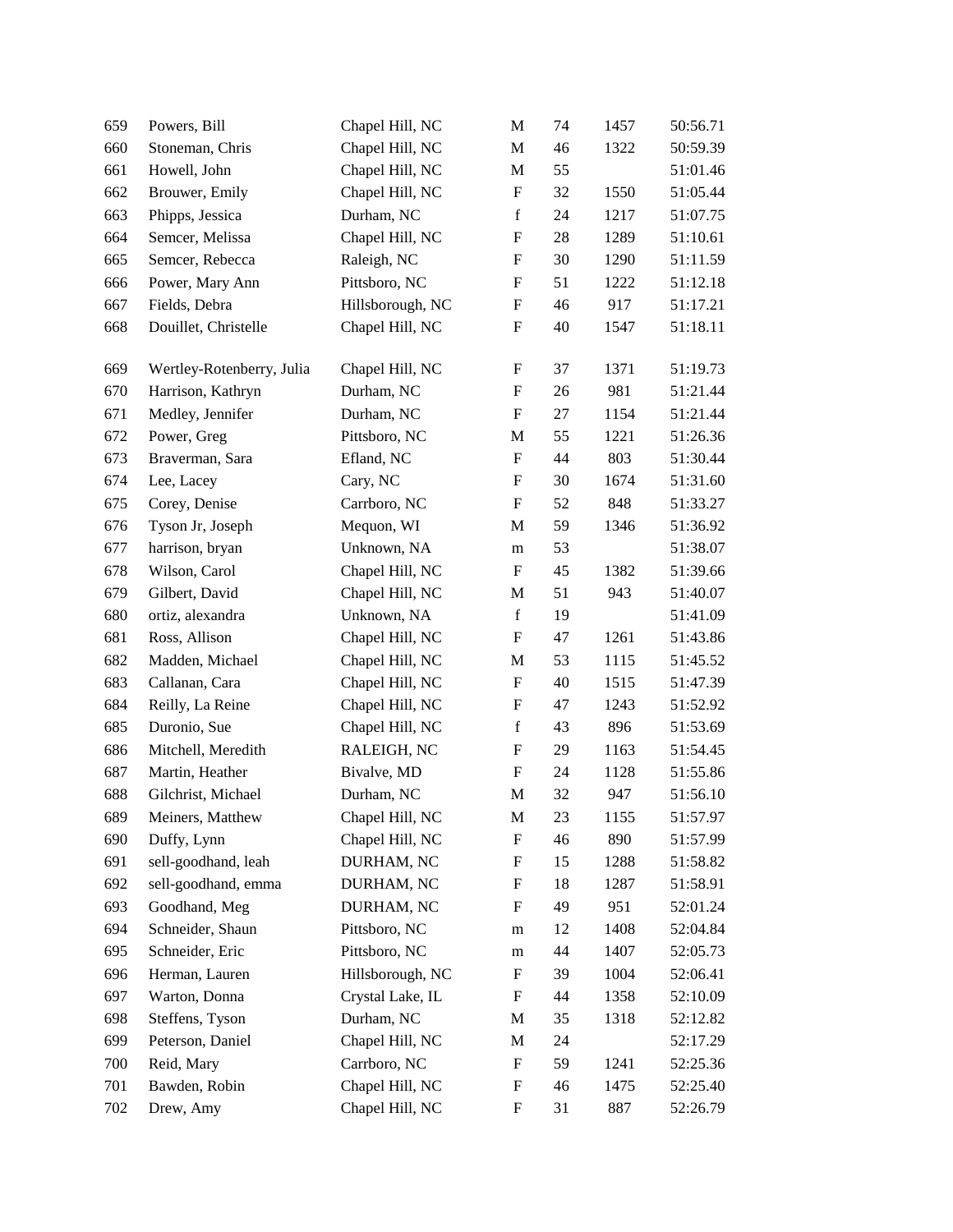| | | | | | | |
|---|---|---|---|---|---|---|
| 659 | Powers, Bill | Chapel Hill, NC | M | 74 | 1457 | 50:56.71 |
| 660 | Stoneman, Chris | Chapel Hill, NC | M | 46 | 1322 | 50:59.39 |
| 661 | Howell, John | Chapel Hill, NC | M | 55 | | 51:01.46 |
| 662 | Brouwer, Emily | Chapel Hill, NC | F | 32 | 1550 | 51:05.44 |
| 663 | Phipps, Jessica | Durham, NC | f | 24 | 1217 | 51:07.75 |
| 664 | Semcer, Melissa | Chapel Hill, NC | F | 28 | 1289 | 51:10.61 |
| 665 | Semcer, Rebecca | Raleigh, NC | F | 30 | 1290 | 51:11.59 |
| 666 | Power, Mary Ann | Pittsboro, NC | F | 51 | 1222 | 51:12.18 |
| 667 | Fields, Debra | Hillsborough, NC | F | 46 | 917 | 51:17.21 |
| 668 | Douillet, Christelle | Chapel Hill, NC | F | 40 | 1547 | 51:18.11 |
| 669 | Wertley-Rotenberry, Julia | Chapel Hill, NC | F | 37 | 1371 | 51:19.73 |
| 670 | Harrison, Kathryn | Durham, NC | F | 26 | 981 | 51:21.44 |
| 671 | Medley, Jennifer | Durham, NC | F | 27 | 1154 | 51:21.44 |
| 672 | Power, Greg | Pittsboro, NC | M | 55 | 1221 | 51:26.36 |
| 673 | Braverman, Sara | Efland, NC | F | 44 | 803 | 51:30.44 |
| 674 | Lee, Lacey | Cary, NC | F | 30 | 1674 | 51:31.60 |
| 675 | Corey, Denise | Carrboro, NC | F | 52 | 848 | 51:33.27 |
| 676 | Tyson Jr, Joseph | Mequon, WI | M | 59 | 1346 | 51:36.92 |
| 677 | harrison, bryan | Unknown, NA | m | 53 | | 51:38.07 |
| 678 | Wilson, Carol | Chapel Hill, NC | F | 45 | 1382 | 51:39.66 |
| 679 | Gilbert, David | Chapel Hill, NC | M | 51 | 943 | 51:40.07 |
| 680 | ortiz, alexandra | Unknown, NA | f | 19 | | 51:41.09 |
| 681 | Ross, Allison | Chapel Hill, NC | F | 47 | 1261 | 51:43.86 |
| 682 | Madden, Michael | Chapel Hill, NC | M | 53 | 1115 | 51:45.52 |
| 683 | Callanan, Cara | Chapel Hill, NC | F | 40 | 1515 | 51:47.39 |
| 684 | Reilly, La Reine | Chapel Hill, NC | F | 47 | 1243 | 51:52.92 |
| 685 | Duronio, Sue | Chapel Hill, NC | f | 43 | 896 | 51:53.69 |
| 686 | Mitchell, Meredith | RALEIGH, NC | F | 29 | 1163 | 51:54.45 |
| 687 | Martin, Heather | Bivalve, MD | F | 24 | 1128 | 51:55.86 |
| 688 | Gilchrist, Michael | Durham, NC | M | 32 | 947 | 51:56.10 |
| 689 | Meiners, Matthew | Chapel Hill, NC | M | 23 | 1155 | 51:57.97 |
| 690 | Duffy, Lynn | Chapel Hill, NC | F | 46 | 890 | 51:57.99 |
| 691 | sell-goodhand, leah | DURHAM, NC | F | 15 | 1288 | 51:58.82 |
| 692 | sell-goodhand, emma | DURHAM, NC | F | 18 | 1287 | 51:58.91 |
| 693 | Goodhand, Meg | DURHAM, NC | F | 49 | 951 | 52:01.24 |
| 694 | Schneider, Shaun | Pittsboro, NC | m | 12 | 1408 | 52:04.84 |
| 695 | Schneider, Eric | Pittsboro, NC | m | 44 | 1407 | 52:05.73 |
| 696 | Herman, Lauren | Hillsborough, NC | F | 39 | 1004 | 52:06.41 |
| 697 | Warton, Donna | Crystal Lake, IL | F | 44 | 1358 | 52:10.09 |
| 698 | Steffens, Tyson | Durham, NC | M | 35 | 1318 | 52:12.82 |
| 699 | Peterson, Daniel | Chapel Hill, NC | M | 24 | | 52:17.29 |
| 700 | Reid, Mary | Carrboro, NC | F | 59 | 1241 | 52:25.36 |
| 701 | Bawden, Robin | Chapel Hill, NC | F | 46 | 1475 | 52:25.40 |
| 702 | Drew, Amy | Chapel Hill, NC | F | 31 | 887 | 52:26.79 |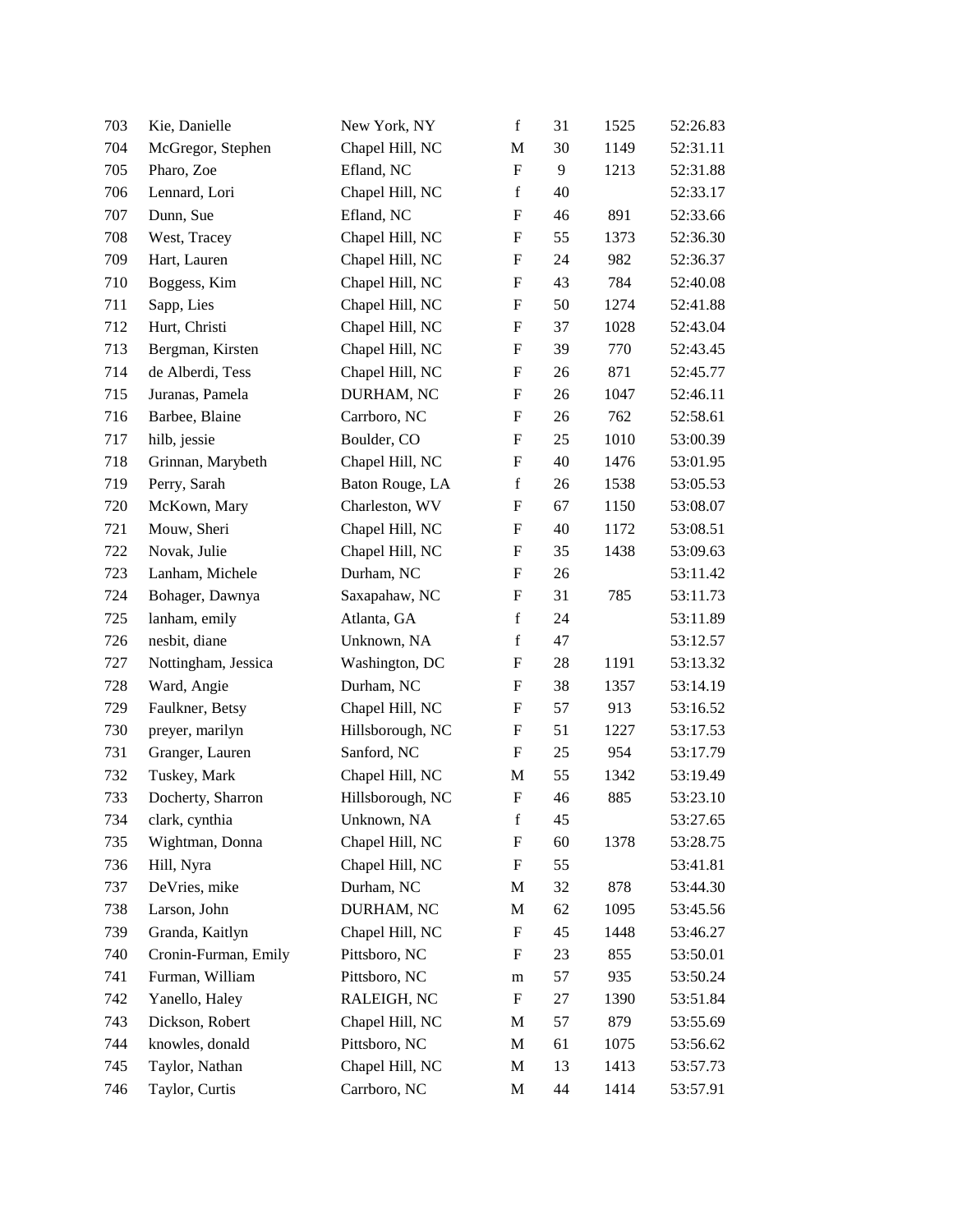| | | | | | | |
|---|---|---|---|---|---|---|
| 703 | Kie, Danielle | New York, NY | f | 31 | 1525 | 52:26.83 |
| 704 | McGregor, Stephen | Chapel Hill, NC | M | 30 | 1149 | 52:31.11 |
| 705 | Pharo, Zoe | Efland, NC | F | 9 | 1213 | 52:31.88 |
| 706 | Lennard, Lori | Chapel Hill, NC | f | 40 | | 52:33.17 |
| 707 | Dunn, Sue | Efland, NC | F | 46 | 891 | 52:33.66 |
| 708 | West, Tracey | Chapel Hill, NC | F | 55 | 1373 | 52:36.30 |
| 709 | Hart, Lauren | Chapel Hill, NC | F | 24 | 982 | 52:36.37 |
| 710 | Boggess, Kim | Chapel Hill, NC | F | 43 | 784 | 52:40.08 |
| 711 | Sapp, Lies | Chapel Hill, NC | F | 50 | 1274 | 52:41.88 |
| 712 | Hurt, Christi | Chapel Hill, NC | F | 37 | 1028 | 52:43.04 |
| 713 | Bergman, Kirsten | Chapel Hill, NC | F | 39 | 770 | 52:43.45 |
| 714 | de Alberdi, Tess | Chapel Hill, NC | F | 26 | 871 | 52:45.77 |
| 715 | Juranas, Pamela | DURHAM, NC | F | 26 | 1047 | 52:46.11 |
| 716 | Barbee, Blaine | Carrboro, NC | F | 26 | 762 | 52:58.61 |
| 717 | hilb, jessie | Boulder, CO | F | 25 | 1010 | 53:00.39 |
| 718 | Grinnan, Marybeth | Chapel Hill, NC | F | 40 | 1476 | 53:01.95 |
| 719 | Perry, Sarah | Baton Rouge, LA | f | 26 | 1538 | 53:05.53 |
| 720 | McKown, Mary | Charleston, WV | F | 67 | 1150 | 53:08.07 |
| 721 | Mouw, Sheri | Chapel Hill, NC | F | 40 | 1172 | 53:08.51 |
| 722 | Novak, Julie | Chapel Hill, NC | F | 35 | 1438 | 53:09.63 |
| 723 | Lanham, Michele | Durham, NC | F | 26 | | 53:11.42 |
| 724 | Bohager, Dawnya | Saxapahaw, NC | F | 31 | 785 | 53:11.73 |
| 725 | lanham, emily | Atlanta, GA | f | 24 | | 53:11.89 |
| 726 | nesbit, diane | Unknown, NA | f | 47 | | 53:12.57 |
| 727 | Nottingham, Jessica | Washington, DC | F | 28 | 1191 | 53:13.32 |
| 728 | Ward, Angie | Durham, NC | F | 38 | 1357 | 53:14.19 |
| 729 | Faulkner, Betsy | Chapel Hill, NC | F | 57 | 913 | 53:16.52 |
| 730 | preyer, marilyn | Hillsborough, NC | F | 51 | 1227 | 53:17.53 |
| 731 | Granger, Lauren | Sanford, NC | F | 25 | 954 | 53:17.79 |
| 732 | Tuskey, Mark | Chapel Hill, NC | M | 55 | 1342 | 53:19.49 |
| 733 | Docherty, Sharron | Hillsborough, NC | F | 46 | 885 | 53:23.10 |
| 734 | clark, cynthia | Unknown, NA | f | 45 | | 53:27.65 |
| 735 | Wightman, Donna | Chapel Hill, NC | F | 60 | 1378 | 53:28.75 |
| 736 | Hill, Nyra | Chapel Hill, NC | F | 55 | | 53:41.81 |
| 737 | DeVries, mike | Durham, NC | M | 32 | 878 | 53:44.30 |
| 738 | Larson, John | DURHAM, NC | M | 62 | 1095 | 53:45.56 |
| 739 | Granda, Kaitlyn | Chapel Hill, NC | F | 45 | 1448 | 53:46.27 |
| 740 | Cronin-Furman, Emily | Pittsboro, NC | F | 23 | 855 | 53:50.01 |
| 741 | Furman, William | Pittsboro, NC | m | 57 | 935 | 53:50.24 |
| 742 | Yanello, Haley | RALEIGH, NC | F | 27 | 1390 | 53:51.84 |
| 743 | Dickson, Robert | Chapel Hill, NC | M | 57 | 879 | 53:55.69 |
| 744 | knowles, donald | Pittsboro, NC | M | 61 | 1075 | 53:56.62 |
| 745 | Taylor, Nathan | Chapel Hill, NC | M | 13 | 1413 | 53:57.73 |
| 746 | Taylor, Curtis | Carrboro, NC | M | 44 | 1414 | 53:57.91 |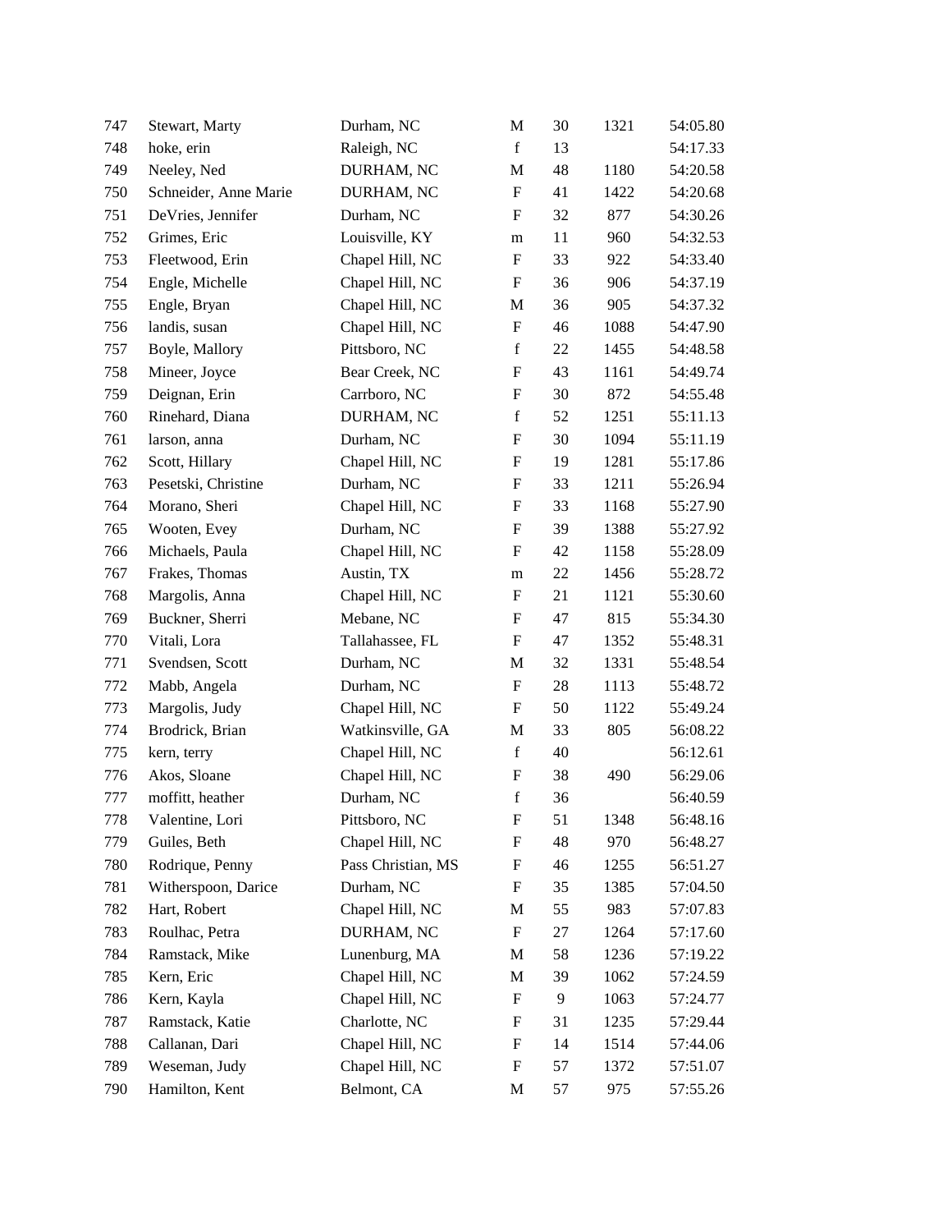| | | | | | | |
|---|---|---|---|---|---|---|
| 747 | Stewart, Marty | Durham, NC | M | 30 | 1321 | 54:05.80 |
| 748 | hoke, erin | Raleigh, NC | f | 13 | | 54:17.33 |
| 749 | Neeley, Ned | DURHAM, NC | M | 48 | 1180 | 54:20.58 |
| 750 | Schneider, Anne Marie | DURHAM, NC | F | 41 | 1422 | 54:20.68 |
| 751 | DeVries, Jennifer | Durham, NC | F | 32 | 877 | 54:30.26 |
| 752 | Grimes, Eric | Louisville, KY | m | 11 | 960 | 54:32.53 |
| 753 | Fleetwood, Erin | Chapel Hill, NC | F | 33 | 922 | 54:33.40 |
| 754 | Engle, Michelle | Chapel Hill, NC | F | 36 | 906 | 54:37.19 |
| 755 | Engle, Bryan | Chapel Hill, NC | M | 36 | 905 | 54:37.32 |
| 756 | landis, susan | Chapel Hill, NC | F | 46 | 1088 | 54:47.90 |
| 757 | Boyle, Mallory | Pittsboro, NC | f | 22 | 1455 | 54:48.58 |
| 758 | Mineer, Joyce | Bear Creek, NC | F | 43 | 1161 | 54:49.74 |
| 759 | Deignan, Erin | Carrboro, NC | F | 30 | 872 | 54:55.48 |
| 760 | Rinehard, Diana | DURHAM, NC | f | 52 | 1251 | 55:11.13 |
| 761 | larson, anna | Durham, NC | F | 30 | 1094 | 55:11.19 |
| 762 | Scott, Hillary | Chapel Hill, NC | F | 19 | 1281 | 55:17.86 |
| 763 | Pesetski, Christine | Durham, NC | F | 33 | 1211 | 55:26.94 |
| 764 | Morano, Sheri | Chapel Hill, NC | F | 33 | 1168 | 55:27.90 |
| 765 | Wooten, Evey | Durham, NC | F | 39 | 1388 | 55:27.92 |
| 766 | Michaels, Paula | Chapel Hill, NC | F | 42 | 1158 | 55:28.09 |
| 767 | Frakes, Thomas | Austin, TX | m | 22 | 1456 | 55:28.72 |
| 768 | Margolis, Anna | Chapel Hill, NC | F | 21 | 1121 | 55:30.60 |
| 769 | Buckner, Sherri | Mebane, NC | F | 47 | 815 | 55:34.30 |
| 770 | Vitali, Lora | Tallahassee, FL | F | 47 | 1352 | 55:48.31 |
| 771 | Svendsen, Scott | Durham, NC | M | 32 | 1331 | 55:48.54 |
| 772 | Mabb, Angela | Durham, NC | F | 28 | 1113 | 55:48.72 |
| 773 | Margolis, Judy | Chapel Hill, NC | F | 50 | 1122 | 55:49.24 |
| 774 | Brodrick, Brian | Watkinsville, GA | M | 33 | 805 | 56:08.22 |
| 775 | kern, terry | Chapel Hill, NC | f | 40 | | 56:12.61 |
| 776 | Akos, Sloane | Chapel Hill, NC | F | 38 | 490 | 56:29.06 |
| 777 | moffitt, heather | Durham, NC | f | 36 | | 56:40.59 |
| 778 | Valentine, Lori | Pittsboro, NC | F | 51 | 1348 | 56:48.16 |
| 779 | Guiles, Beth | Chapel Hill, NC | F | 48 | 970 | 56:48.27 |
| 780 | Rodrique, Penny | Pass Christian, MS | F | 46 | 1255 | 56:51.27 |
| 781 | Witherspoon, Darice | Durham, NC | F | 35 | 1385 | 57:04.50 |
| 782 | Hart, Robert | Chapel Hill, NC | M | 55 | 983 | 57:07.83 |
| 783 | Roulhac, Petra | DURHAM, NC | F | 27 | 1264 | 57:17.60 |
| 784 | Ramstack, Mike | Lunenburg, MA | M | 58 | 1236 | 57:19.22 |
| 785 | Kern, Eric | Chapel Hill, NC | M | 39 | 1062 | 57:24.59 |
| 786 | Kern, Kayla | Chapel Hill, NC | F | 9 | 1063 | 57:24.77 |
| 787 | Ramstack, Katie | Charlotte, NC | F | 31 | 1235 | 57:29.44 |
| 788 | Callanan, Dari | Chapel Hill, NC | F | 14 | 1514 | 57:44.06 |
| 789 | Weseman, Judy | Chapel Hill, NC | F | 57 | 1372 | 57:51.07 |
| 790 | Hamilton, Kent | Belmont, CA | M | 57 | 975 | 57:55.26 |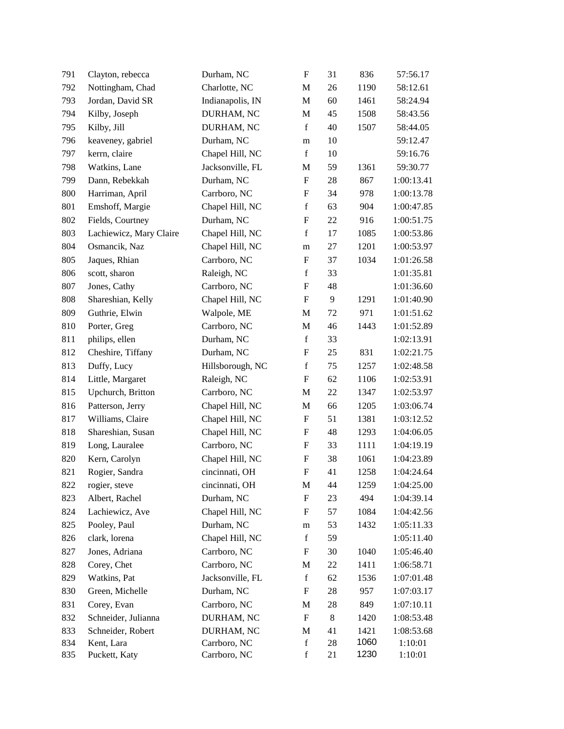| | | | | | | |
|---|---|---|---|---|---|---|
| 791 | Clayton, rebecca | Durham, NC | F | 31 | 836 | 57:56.17 |
| 792 | Nottingham, Chad | Charlotte, NC | M | 26 | 1190 | 58:12.61 |
| 793 | Jordan, David SR | Indianapolis, IN | M | 60 | 1461 | 58:24.94 |
| 794 | Kilby, Joseph | DURHAM, NC | M | 45 | 1508 | 58:43.56 |
| 795 | Kilby, Jill | DURHAM, NC | f | 40 | 1507 | 58:44.05 |
| 796 | keaveney, gabriel | Durham, NC | m | 10 | | 59:12.47 |
| 797 | kerrn, claire | Chapel Hill, NC | f | 10 | | 59:16.76 |
| 798 | Watkins, Lane | Jacksonville, FL | M | 59 | 1361 | 59:30.77 |
| 799 | Dann, Rebekkah | Durham, NC | F | 28 | 867 | 1:00:13.41 |
| 800 | Harriman, April | Carrboro, NC | F | 34 | 978 | 1:00:13.78 |
| 801 | Emshoff, Margie | Chapel Hill, NC | f | 63 | 904 | 1:00:47.85 |
| 802 | Fields, Courtney | Durham, NC | F | 22 | 916 | 1:00:51.75 |
| 803 | Lachiewicz, Mary Claire | Chapel Hill, NC | f | 17 | 1085 | 1:00:53.86 |
| 804 | Osmancik, Naz | Chapel Hill, NC | m | 27 | 1201 | 1:00:53.97 |
| 805 | Jaques, Rhian | Carrboro, NC | F | 37 | 1034 | 1:01:26.58 |
| 806 | scott, sharon | Raleigh, NC | f | 33 | | 1:01:35.81 |
| 807 | Jones, Cathy | Carrboro, NC | F | 48 | | 1:01:36.60 |
| 808 | Shareshian, Kelly | Chapel Hill, NC | F | 9 | 1291 | 1:01:40.90 |
| 809 | Guthrie, Elwin | Walpole, ME | M | 72 | 971 | 1:01:51.62 |
| 810 | Porter, Greg | Carrboro, NC | M | 46 | 1443 | 1:01:52.89 |
| 811 | philips, ellen | Durham, NC | f | 33 | | 1:02:13.91 |
| 812 | Cheshire, Tiffany | Durham, NC | F | 25 | 831 | 1:02:21.75 |
| 813 | Duffy, Lucy | Hillsborough, NC | f | 75 | 1257 | 1:02:48.58 |
| 814 | Little, Margaret | Raleigh, NC | F | 62 | 1106 | 1:02:53.91 |
| 815 | Upchurch, Britton | Carrboro, NC | M | 22 | 1347 | 1:02:53.97 |
| 816 | Patterson, Jerry | Chapel Hill, NC | M | 66 | 1205 | 1:03:06.74 |
| 817 | Williams, Claire | Chapel Hill, NC | F | 51 | 1381 | 1:03:12.52 |
| 818 | Shareshian, Susan | Chapel Hill, NC | F | 48 | 1293 | 1:04:06.05 |
| 819 | Long, Lauralee | Carrboro, NC | F | 33 | 1111 | 1:04:19.19 |
| 820 | Kern, Carolyn | Chapel Hill, NC | F | 38 | 1061 | 1:04:23.89 |
| 821 | Rogier, Sandra | cincinnati, OH | F | 41 | 1258 | 1:04:24.64 |
| 822 | rogier, steve | cincinnati, OH | M | 44 | 1259 | 1:04:25.00 |
| 823 | Albert, Rachel | Durham, NC | F | 23 | 494 | 1:04:39.14 |
| 824 | Lachiewicz, Ave | Chapel Hill, NC | F | 57 | 1084 | 1:04:42.56 |
| 825 | Pooley, Paul | Durham, NC | m | 53 | 1432 | 1:05:11.33 |
| 826 | clark, lorena | Chapel Hill, NC | f | 59 | | 1:05:11.40 |
| 827 | Jones, Adriana | Carrboro, NC | F | 30 | 1040 | 1:05:46.40 |
| 828 | Corey, Chet | Carrboro, NC | M | 22 | 1411 | 1:06:58.71 |
| 829 | Watkins, Pat | Jacksonville, FL | f | 62 | 1536 | 1:07:01.48 |
| 830 | Green, Michelle | Durham, NC | F | 28 | 957 | 1:07:03.17 |
| 831 | Corey, Evan | Carrboro, NC | M | 28 | 849 | 1:07:10.11 |
| 832 | Schneider, Julianna | DURHAM, NC | F | 8 | 1420 | 1:08:53.48 |
| 833 | Schneider, Robert | DURHAM, NC | M | 41 | 1421 | 1:08:53.68 |
| 834 | Kent, Lara | Carrboro, NC | f | 28 | 1060 | 1:10:01 |
| 835 | Puckett, Katy | Carrboro, NC | f | 21 | 1230 | 1:10:01 |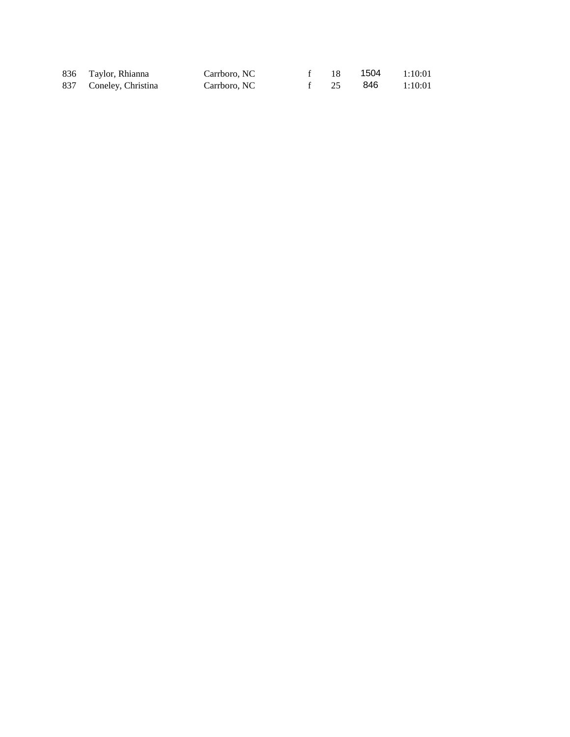| | | | | | | |
|---|---|---|---|---|---|---|
| 836 | Taylor, Rhianna | Carrboro, NC | f | 18 | 1504 | 1:10:01 |
| 837 | Coneley, Christina | Carrboro, NC | f | 25 | 846 | 1:10:01 |